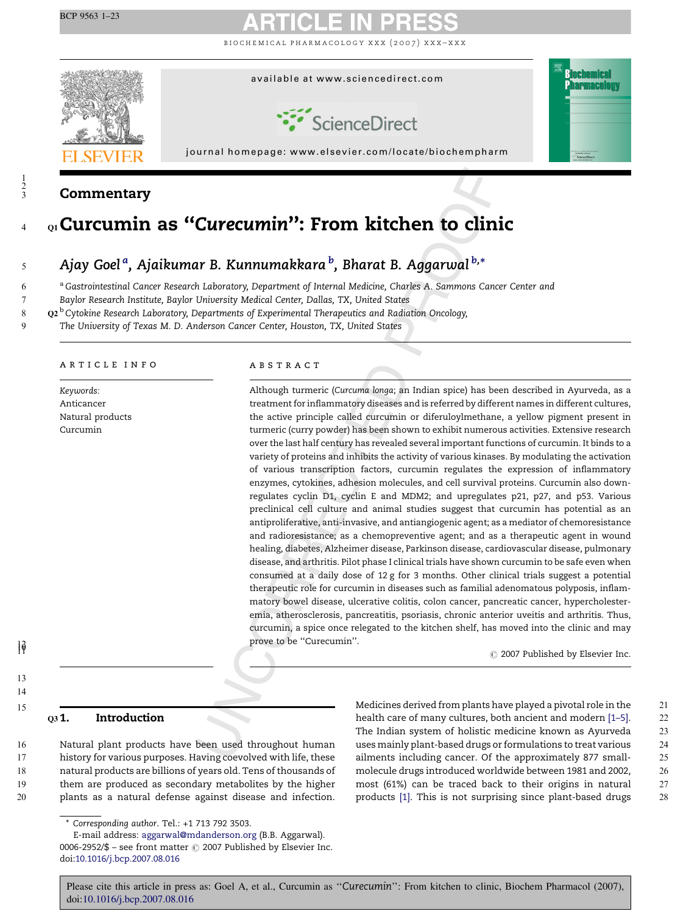## Commentary

# Curcumin as "*Curecumin*": From kitchen to clinic

*Ajay Goel* [a], *Ajaikumar B. Kunnumakkara* [b], *Bharat B. Aggarwal* [b,*]

[a] *Gastrointestinal Cancer Research Laboratory, Department of Internal Medicine, Charles A. Sammons Cancer Center and Baylor Research Institute, Baylor University Medical Center, Dallas, TX, United States*

[b] *Cytokine Research Laboratory, Departments of Experimental Therapeutics and Radiation Oncology, The University of Texas M. D. Anderson Cancer Center, Houston, TX, United States*

### ARTICLE INFO

*Keywords:*
Anticancer
Natural products
Curcumin

### ABSTRACT

Although turmeric (*Curcuma longa*; an Indian spice) has been described in Ayurveda, as a treatment for inflammatory diseases and is referred by different names in different cultures, the active principle called curcumin or diferuloylmethane, a yellow pigment present in turmeric (curry powder) has been shown to exhibit numerous activities. Extensive research over the last half century has revealed several important functions of curcumin. It binds to a variety of proteins and inhibits the activity of various kinases. By modulating the activation of various transcription factors, curcumin regulates the expression of inflammatory enzymes, cytokines, adhesion molecules, and cell survival proteins. Curcumin also downregulates cyclin D1, cyclin E and MDM2; and upregulates p21, p27, and p53. Various preclinical cell culture and animal studies suggest that curcumin has potential as an antiproliferative, anti-invasive, and antiangiogenic agent; as a mediator of chemoresistance and radioresistance; as a chemopreventive agent; and as a therapeutic agent in wound healing, diabetes, Alzheimer disease, Parkinson disease, cardiovascular disease, pulmonary disease, and arthritis. Pilot phase I clinical trials have shown curcumin to be safe even when consumed at a daily dose of 12 g for 3 months. Other clinical trials suggest a potential therapeutic role for curcumin in diseases such as familial adenomatous polyposis, inflammatory bowel disease, ulcerative colitis, colon cancer, pancreatic cancer, hypercholesteremia, atherosclerosis, pancreatitis, psoriasis, chronic anterior uveitis and arthritis. Thus, curcumin, a spice once relegated to the kitchen shelf, has moved into the clinic and may prove to be "Curecumin".

© 2007 Published by Elsevier Inc.

## 1. Introduction

Natural plant products have been used throughout human history for various purposes. Having coevolved with life, these natural products are billions of years old. Tens of thousands of them are produced as secondary metabolites by the higher plants as a natural defense against disease and infection. Medicines derived from plants have played a pivotal role in the health care of many cultures, both ancient and modern [1–5]. The Indian system of holistic medicine known as Ayurveda uses mainly plant-based drugs or formulations to treat various ailments including cancer. Of the approximately 877 small-molecule drugs introduced worldwide between 1981 and 2002, most (61%) can be traced back to their origins in natural products [1]. This is not surprising since plant-based drugs

\* *Corresponding author*. Tel.: +1 713 792 3503.
E-mail address: aggarwal@mdanderson.org (B.B. Aggarwal).
0006-2952/$ – see front matter © 2007 Published by Elsevier Inc.
doi:10.1016/j.bcp.2007.08.016

Please cite this article in press as: Goel A, et al., Curcumin as "Curecumin": From kitchen to clinic, Biochem Pharmacol (2007), doi:10.1016/j.bcp.2007.08.016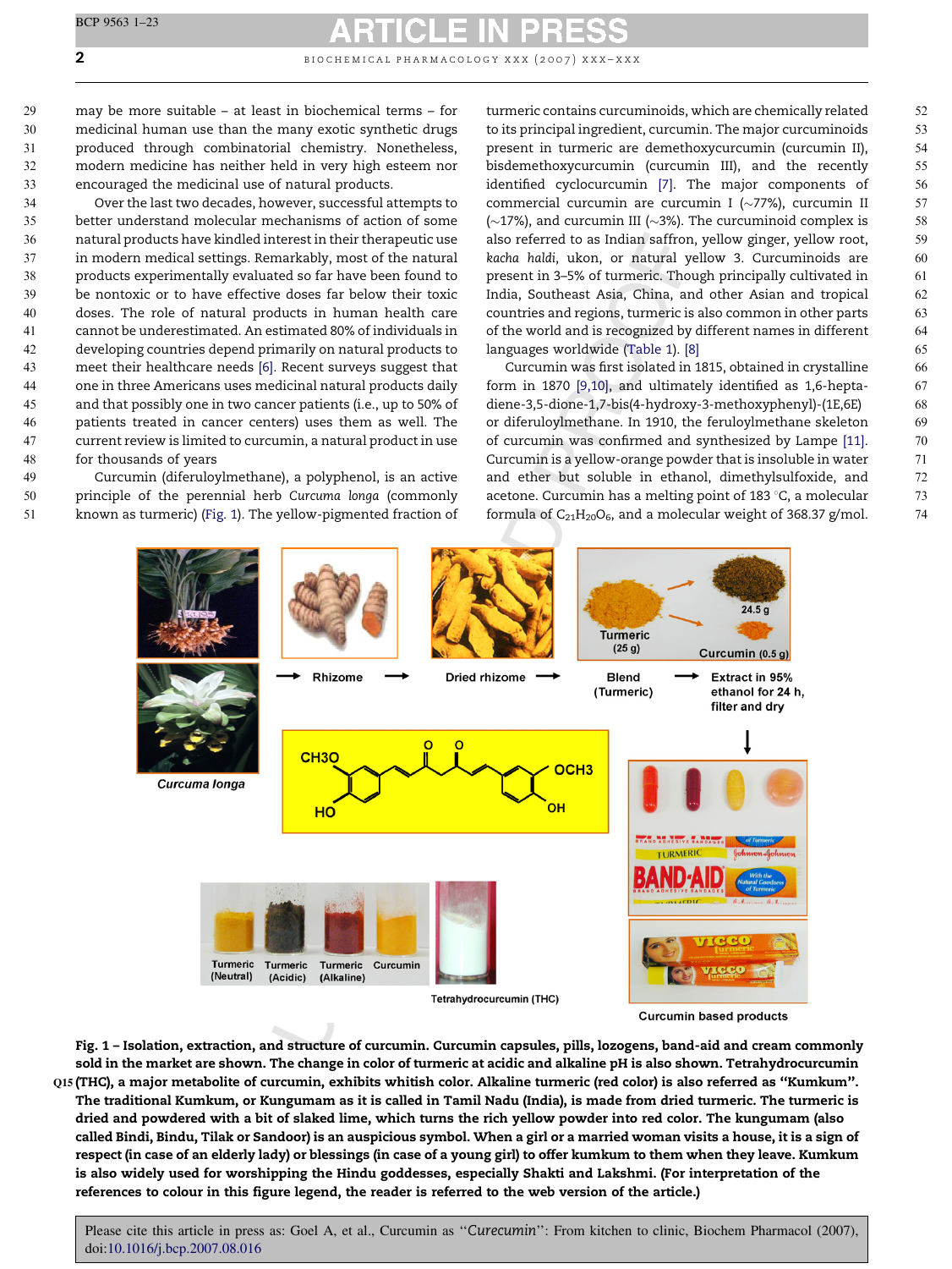may be more suitable – at least in biochemical terms – for medicinal human use than the many exotic synthetic drugs produced through combinatorial chemistry. Nonetheless, modern medicine has neither held in very high esteem nor encouraged the medicinal use of natural products.

Over the last two decades, however, successful attempts to better understand molecular mechanisms of action of some natural products have kindled interest in their therapeutic use in modern medical settings. Remarkably, most of the natural products experimentally evaluated so far have been found to be nontoxic or to have effective doses far below their toxic doses. The role of natural products in human health care cannot be underestimated. An estimated 80% of individuals in developing countries depend primarily on natural products to meet their healthcare needs [6]. Recent surveys suggest that one in three Americans uses medicinal natural products daily and that possibly one in two cancer patients (i.e., up to 50% of patients treated in cancer centers) uses them as well. The current review is limited to curcumin, a natural product in use for thousands of years

Curcumin (diferuloylmethane), a polyphenol, is an active principle of the perennial herb *Curcuma longa* (commonly known as turmeric) (Fig. 1). The yellow-pigmented fraction of turmeric contains curcuminoids, which are chemically related to its principal ingredient, curcumin. The major curcuminoids present in turmeric are demethoxycurcumin (curcumin II), bisdemethoxycurcumin (curcumin III), and the recently identified cyclocurcumin [7]. The major components of commercial curcumin are curcumin I (~77%), curcumin II (~17%), and curcumin III (~3%). The curcuminoid complex is also referred to as Indian saffron, yellow ginger, yellow root, *kacha haldi*, ukon, or natural yellow 3. Curcuminoids are present in 3–5% of turmeric. Though principally cultivated in India, Southeast Asia, China, and other Asian and tropical countries and regions, turmeric is also common in other parts of the world and is recognized by different names in different languages worldwide (Table 1). [8]

Curcumin was first isolated in 1815, obtained in crystalline form in 1870 [9,10], and ultimately identified as 1,6-hepta-diene-3,5-dione-1,7-bis(4-hydroxy-3-methoxyphenyl)-(1E,6E) or diferuloylmethane. In 1910, the feruloylmethane skeleton of curcumin was confirmed and synthesized by Lampe [11]. Curcumin is a yellow-orange powder that is insoluble in water and ether but soluble in ethanol, dimethylsulfoxide, and acetone. Curcumin has a melting point of 183 °C, a molecular formula of $C_{21}H_{20}O_6$, and a molecular weight of 368.37 g/mol.

**Fig. 1 – Isolation, extraction, and structure of curcumin. Curcumin capsules, pills, lozogens, band-aid and cream commonly sold in the market are shown. The change in color of turmeric at acidic and alkaline pH is also shown. Tetrahydrocurcumin (THC), a major metabolite of curcumin, exhibits whitish color. Alkaline turmeric (red color) is also referred as "Kumkum". The traditional Kumkum, or Kungumam as it is called in Tamil Nadu (India), is made from dried turmeric. The turmeric is dried and powdered with a bit of slaked lime, which turns the rich yellow powder into red color. The kungumam (also called Bindi, Bindu, Tilak or Sandoor) is an auspicious symbol. When a girl or a married woman visits a house, it is a sign of respect (in case of an elderly lady) or blessings (in case of a young girl) to offer kumkum to them when they leave. Kumkum is also widely used for worshipping the Hindu goddesses, especially Shakti and Lakshmi. (For interpretation of the references to colour in this figure legend, the reader is referred to the web version of the article.)**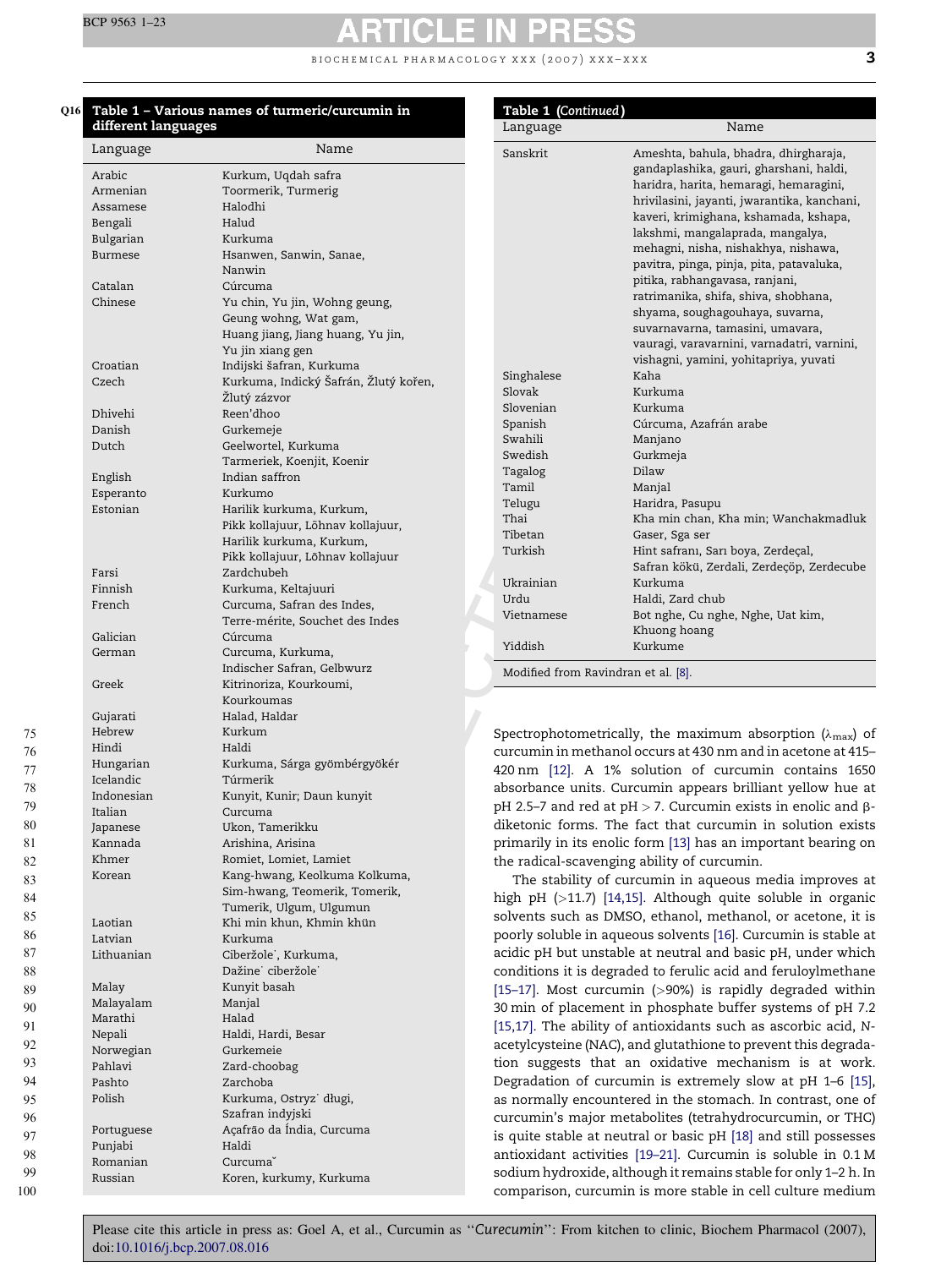**Table 1 – Various names of turmeric/curcumin in different languages**

| Language | Name |
|---|---|
| Arabic | Kurkum, Uqdah safra |
| Armenian | Toormerik, Turmerig |
| Assamese | Halodhi |
| Bengali | Halud |
| Bulgarian | Kurkuma |
| Burmese | Hsanwen, Sanwin, Sanae, Nanwin |
| Catalan | Cúrcuma |
| Chinese | Yu chin, Yu jin, Wohng geung, Geung wohng, Wat gam, Huang jiang, Jiang huang, Yu jin, Yu jin xiang gen |
| Croatian | Indijski šafran, Kurkuma |
| Czech | Kurkuma, Indický Šafrán, Žlutý kořen, Žlutý zázvor |
| Dhivehi | Reen'dhoo |
| Danish | Gurkemeje |
| Dutch | Geelwortel, Kurkuma Tarmeriek, Koenjit, Koenir |
| English | Indian saffron |
| Esperanto | Kurkumo |
| Estonian | Harilik kurkuma, Kurkum, Pikk kollajuur, Lõhnav kollajuur, Harilik kurkuma, Kurkum, Pikk kollajuur, Lõhnav kollajuur |
| Farsi | Zardchubeh |
| Finnish | Kurkuma, Keltajuuri |
| French | Curcuma, Safran des Indes, Terre-mérite, Souchet des Indes |
| Galician | Cúrcuma |
| German | Curcuma, Kurkuma, Indischer Safran, Gelbwurz |
| Greek | Kitrinoriza, Kourkoumi, Kourkoumas |
| Gujarati | Halad, Haldar |
| Hebrew | Kurkum |
| Hindi | Haldi |
| Hungarian | Kurkuma, Sárga gyömbérgyökér |
| Icelandic | Túrmerik |
| Indonesian | Kunyit, Kunir; Daun kunyit |
| Italian | Curcuma |
| Japanese | Ukon, Tamerikku |
| Kannada | Arishina, Arisina |
| Khmer | Romiet, Lomiet, Lamiet |
| Korean | Kang-hwang, Keolkuma Kolkuma, Sim-hwang, Teomerik, Tomerik, Tumerik, Ulgum, Ulgumun |
| Laotian | Khi min khun, Khmin khün |
| Latvian | Kurkuma |
| Lithuanian | Ciberžole˙, Kurkuma, Dažine˙ ciberžole˙ |
| Malay | Kunyit basah |
| Malayalam | Manjal |
| Marathi | Halad |
| Nepali | Haldi, Hardi, Besar |
| Norwegian | Gurkemeie |
| Pahlavi | Zard-choobag |
| Pashto | Zarchoba |
| Polish | Kurkuma, Ostryz˙ długi, Szafran indyjski |
| Portuguese | Açafrão da Índia, Curcuma |
| Punjabi | Haldi |
| Romanian | Curcumǎ |
| Russian | Koren, kurkumy, Kurkuma |
| Sanskrit | Ameshta, bahula, bhadra, dhirgharaja, gandaplashika, gauri, gharshani, haldi, haridra, harita, hemaragi, hemaragini, hrivilasini, jayanti, jwarantika, kanchani, kaveri, krimighana, kshamada, kshapa, lakshmi, mangalaprada, mangalya, mehagni, nisha, nishakhya, nishawa, pavitra, pinga, pinja, pita, patavaluka, pitika, rabhangavasa, ranjani, ratrimanika, shifa, shiva, shobhana, shyama, soughagouhaya, suvarna, suvarnavarna, tamasini, umavara, vauragi, varavarnini, varnadatri, varnini, vishagni, yamini, yohitapriya, yuvati |
| Singhalese | Kaha |
| Slovak | Kurkuma |
| Slovenian | Kurkuma |
| Spanish | Cúrcuma, Azafrán arabe |
| Swahili | Manjano |
| Swedish | Gurkmeja |
| Tagalog | Dilaw |
| Tamil | Manjal |
| Telugu | Haridra, Pasupu |
| Thai | Kha min chan, Kha min; Wanchakmadluk |
| Tibetan | Gaser, Sga ser |
| Turkish | Hint safranı, Sarı boya, Zerdeçal, Safran kökü, Zerdali, Zerdeçöp, Zerdecube |
| Ukrainian | Kurkuma |
| Urdu | Haldi, Zard chub |
| Vietnamese | Bot nghe, Cu nghe, Nghe, Uat kim, Khuong hoang |
| Yiddish | Kurkume |

Modified from Ravindran et al. [8].

Spectrophotometrically, the maximum absorption ($\lambda_{max}$) of curcumin in methanol occurs at 430 nm and in acetone at 415–420 nm [12]. A 1% solution of curcumin contains 1650 absorbance units. Curcumin appears brilliant yellow hue at pH 2.5–7 and red at pH > 7. Curcumin exists in enolic and β-diketonic forms. The fact that curcumin in solution exists primarily in its enolic form [13] has an important bearing on the radical-scavenging ability of curcumin.

The stability of curcumin in aqueous media improves at high pH (>11.7) [14,15]. Although quite soluble in organic solvents such as DMSO, ethanol, methanol, or acetone, it is poorly soluble in aqueous solvents [16]. Curcumin is stable at acidic pH but unstable at neutral and basic pH, under which conditions it is degraded to ferulic acid and feruloylmethane [15–17]. Most curcumin (>90%) is rapidly degraded within 30 min of placement in phosphate buffer systems of pH 7.2 [15,17]. The ability of antioxidants such as ascorbic acid, N-acetylcysteine (NAC), and glutathione to prevent this degradation suggests that an oxidative mechanism is at work. Degradation of curcumin is extremely slow at pH 1–6 [15], as normally encountered in the stomach. In contrast, one of curcumin's major metabolites (tetrahydrocurcumin, or THC) is quite stable at neutral or basic pH [18] and still possesses antioxidant activities [19–21]. Curcumin is soluble in 0.1 M sodium hydroxide, although it remains stable for only 1–2 h. In comparison, curcumin is more stable in cell culture medium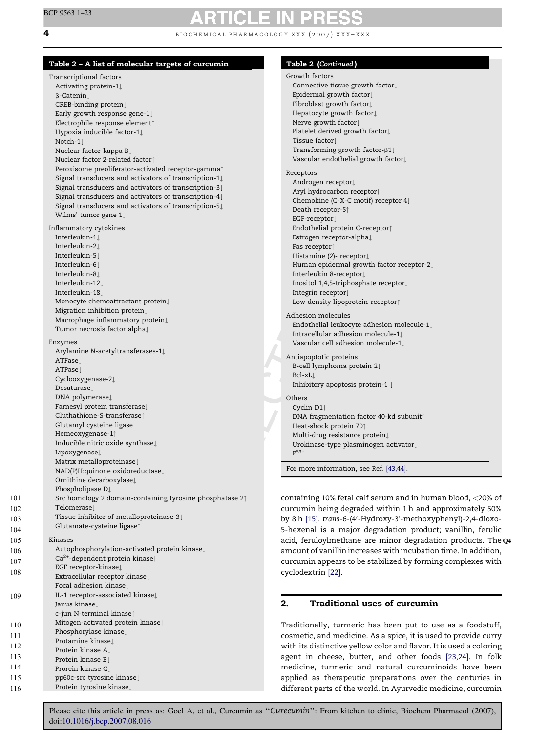**Table 2 – A list of molecular targets of curcumin**

| Category | Target |
|---|---|
| **Transcriptional factors** | |
| | Activating protein-1↓ |
| | β-Catenin↓ |
| | CREB-binding protein↓ |
| | Early growth response gene-1↓ |
| | Electrophile response element↑ |
| | Hypoxia inducible factor-1↓ |
| | Notch-1↓ |
| | Nuclear factor-kappa B↓ |
| | Nuclear factor 2-related factor↑ |
| | Peroxisome preoliferator-activated receptor-gamma↑ |
| | Signal transducers and activators of transcription-1↓ |
| | Signal transducers and activators of transcription-3↓ |
| | Signal transducers and activators of transcription-4↓ |
| | Signal transducers and activators of transcription-5↓ |
| | Wilms' tumor gene 1↓ |
| **Inflammatory cytokines** | |
| | Interleukin-1↓ |
| | Interleukin-2↓ |
| | Interleukin-5↓ |
| | Interleukin-6↓ |
| | Interleukin-8↓ |
| | Interleukin-12↓ |
| | Interleukin-18↓ |
| | Monocyte chemoattractant protein↓ |
| | Migration inhibition protein↓ |
| | Macrophage inflammatory protein↓ |
| | Tumor necrosis factor alpha↓ |
| **Enzymes** | |
| | Arylamine N-acetyltransferases-1↓ |
| | ATFase↓ |
| | ATPase↓ |
| | Cyclooxygenase-2↓ |
| | Desaturase↓ |
| | DNA polymerase↓ |
| | Farnesyl protein transferase↓ |
| | Gluthathione-S-transferase↑ |
| | Glutamyl cysteine ligase |
| | Hemeoxygenase-1↑ |
| | Inducible nitric oxide synthase↓ |
| | Lipoxygenase↓ |
| | Matrix metalloproteinase↓ |
| | NAD(P)H:quinone oxidoreductase↓ |
| | Ornithine decarboxylase↓ |
| | Phospholipase D↓ |
| | Src homology 2 domain-containing tyrosine phosphatase 2↑ |
| | Telomerase↓ |
| | Tissue inhibitor of metalloproteinase-3↓ |
| | Glutamate-cysteine ligase↑ |
| **Kinases** | |
| | Autophosphorylation-activated protein kinase↓ |
| | $Ca^{2+}$-dependent protein kinase↓ |
| | EGF receptor-kinase↓ |
| | Extracellular receptor kinase↓ |
| | Focal adhesion kinase↓ |
| | IL-1 receptor-associated kinase↓ |
| | Janus kinase↓ |
| | c-jun N-terminal kinase↑ |
| | Mitogen-activated protein kinase↓ |
| | Phosphorylase kinase↓ |
| | Protamine kinase↓ |
| | Protein kinase A↓ |
| | Protein kinase B↓ |
| | Prorein kinase C↓ |
| | pp60c-src tyrosine kinase↓ |
| | Protein tyrosine kinase↓ |
| **Growth factors** | |
| | Connective tissue growth factor↓ |
| | Epidermal growth factor↓ |
| | Fibroblast growth factor↓ |
| | Hepatocyte growth factor↓ |
| | Nerve growth factor↓ |
| | Platelet derived growth factor↓ |
| | Tissue factor↓ |
| | Transforming growth factor-β1↓ |
| | Vascular endothelial growth factor↓ |
| **Receptors** | |
| | Androgen receptor↓ |
| | Aryl hydrocarbon receptor↓ |
| | Chemokine (C-X-C motif) receptor 4↓ |
| | Death receptor-5↑ |
| | EGF-receptor↓ |
| | Endothelial protein C-receptor↑ |
| | Estrogen receptor-alpha↓ |
| | Fas receptor↑ |
| | Histamine (2)- receptor↓ |
| | Human epidermal growth factor receptor-2↓ |
| | Interleukin 8-receptor↓ |
| | Inositol 1,4,5-triphosphate receptor↓ |
| | Integrin receptor↓ |
| | Low density lipoprotein-receptor↑ |
| **Adhesion molecules** | |
| | Endothelial leukocyte adhesion molecule-1↓ |
| | Intracellular adhesion molecule-1↓ |
| | Vascular cell adhesion molecule-1↓ |
| **Antiapoptotic proteins** | |
| | B-cell lymphoma protein 2↓ |
| | Bcl-xL↓ |
| | Inhibitory apoptosis protein-1 ↓ |
| **Others** | |
| | Cyclin D1↓ |
| | DNA fragmentation factor 40-kd subunit↑ |
| | Heat-shock protein 70↑ |
| | Multi-drug resistance protein↓ |
| | Urokinase-type plasminogen activator↓ |
| | $P^{53}$↑ |

For more information, see Ref. [43,44].

containing 10% fetal calf serum and in human blood, <20% of curcumin being degraded within 1 h and approximately 50% by 8 h [15]. *trans*-6-(4′-Hydroxy-3′-methoxyphenyl)-2,4-dioxo-5-hexenal is a major degradation product; vanillin, ferulic acid, feruloylmethane are minor degradation products. The amount of vanillin increases with incubation time. In addition, curcumin appears to be stabilized by forming complexes with cyclodextrin [22].

## 2. Traditional uses of curcumin

Traditionally, turmeric has been put to use as a foodstuff, cosmetic, and medicine. As a spice, it is used to provide curry with its distinctive yellow color and flavor. It is used as a coloring agent in cheese, butter, and other foods [23,24]. In folk medicine, turmeric and natural curcuminoids have been applied as therapeutic preparations over the centuries in different parts of the world. In Ayurvedic medicine, curcumin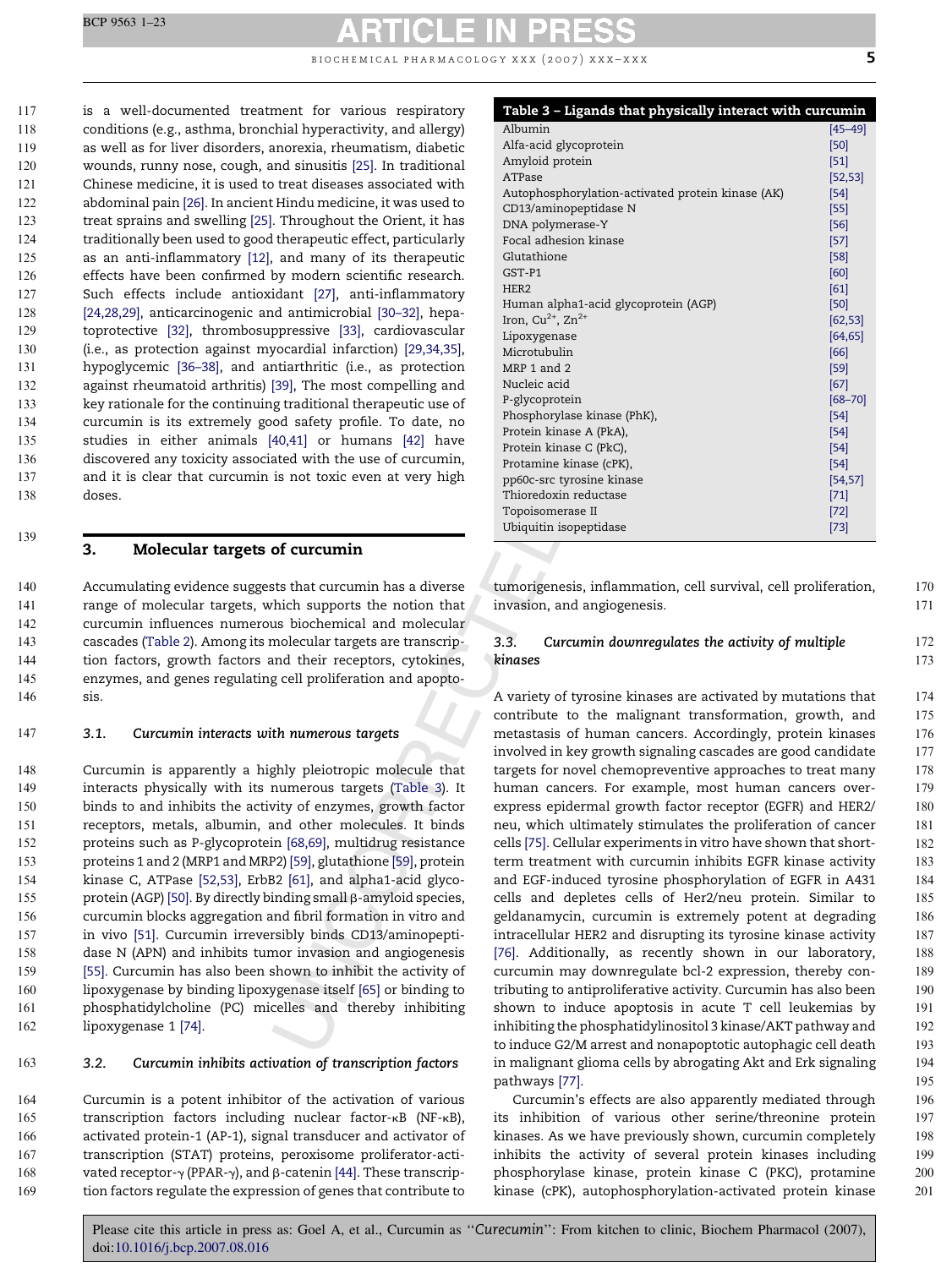is a well-documented treatment for various respiratory conditions (e.g., asthma, bronchial hyperactivity, and allergy) as well as for liver disorders, anorexia, rheumatism, diabetic wounds, runny nose, cough, and sinusitis [25]. In traditional Chinese medicine, it is used to treat diseases associated with abdominal pain [26]. In ancient Hindu medicine, it was used to treat sprains and swelling [25]. Throughout the Orient, it has traditionally been used to good therapeutic effect, particularly as an anti-inflammatory [12], and many of its therapeutic effects have been confirmed by modern scientific research. Such effects include antioxidant [27], anti-inflammatory [24,28,29], anticarcinogenic and antimicrobial [30–32], hepatoprotective [32], thrombosuppressive [33], cardiovascular (i.e., as protection against myocardial infarction) [29,34,35], hypoglycemic [36–38], and antiarthritic (i.e., as protection against rheumatoid arthritis) [39], The most compelling and key rationale for the continuing traditional therapeutic use of curcumin is its extremely good safety profile. To date, no studies in either animals [40,41] or humans [42] have discovered any toxicity associated with the use of curcumin, and it is clear that curcumin is not toxic even at very high doses.

## 3. Molecular targets of curcumin

Accumulating evidence suggests that curcumin has a diverse range of molecular targets, which supports the notion that curcumin influences numerous biochemical and molecular cascades (Table 2). Among its molecular targets are transcription factors, growth factors and their receptors, cytokines, enzymes, and genes regulating cell proliferation and apoptosis.

### 3.1. Curcumin interacts with numerous targets

Curcumin is apparently a highly pleiotropic molecule that interacts physically with its numerous targets (Table 3). It binds to and inhibits the activity of enzymes, growth factor receptors, metals, albumin, and other molecules. It binds proteins such as P-glycoprotein [68,69], multidrug resistance proteins 1 and 2 (MRP1 and MRP2) [59], glutathione [59], protein kinase C, ATPase [52,53], ErbB2 [61], and alpha1-acid glycoprotein (AGP) [50]. By directly binding small β-amyloid species, curcumin blocks aggregation and fibril formation in vitro and in vivo [51]. Curcumin irreversibly binds CD13/aminopeptidase N (APN) and inhibits tumor invasion and angiogenesis [55]. Curcumin has also been shown to inhibit the activity of lipoxygenase by binding lipoxygenase itself [65] or binding to phosphatidylcholine (PC) micelles and thereby inhibiting lipoxygenase 1 [74].

**Table 3 – Ligands that physically interact with curcumin**

| Ligand | Reference |
|---|---|
| Albumin | [45–49] |
| Alfa-acid glycoprotein | [50] |
| Amyloid protein | [51] |
| ATPase | [52,53] |
| Autophosphorylation-activated protein kinase (AK) | [54] |
| CD13/aminopeptidase N | [55] |
| DNA polymerase-Y | [56] |
| Focal adhesion kinase | [57] |
| Glutathione | [58] |
| GST-P1 | [60] |
| HER2 | [61] |
| Human alpha1-acid glycoprotein (AGP) | [50] |
| Iron, $Cu^{2+}$, $Zn^{2+}$ | [62,53] |
| Lipoxygenase | [64,65] |
| Microtubulin | [66] |
| MRP 1 and 2 | [59] |
| Nucleic acid | [67] |
| P-glycoprotein | [68–70] |
| Phosphorylase kinase (PhK), | [54] |
| Protein kinase A (PkA), | [54] |
| Protein kinase C (PkC), | [54] |
| Protamine kinase (cPK), | [54] |
| pp60c-src tyrosine kinase | [54,57] |
| Thioredoxin reductase | [71] |
| Topoisomerase II | [72] |
| Ubiquitin isopeptidase | [73] |

### 3.2. Curcumin inhibits activation of transcription factors

Curcumin is a potent inhibitor of the activation of various transcription factors including nuclear factor-κB (NF-κB), activated protein-1 (AP-1), signal transducer and activator of transcription (STAT) proteins, peroxisome proliferator-activated receptor-γ (PPAR-γ), and β-catenin [44]. These transcription factors regulate the expression of genes that contribute to tumorigenesis, inflammation, cell survival, cell proliferation, invasion, and angiogenesis.

### 3.3. Curcumin downregulates the activity of multiple kinases

A variety of tyrosine kinases are activated by mutations that contribute to the malignant transformation, growth, and metastasis of human cancers. Accordingly, protein kinases involved in key growth signaling cascades are good candidate targets for novel chemopreventive approaches to treat many human cancers. For example, most human cancers overexpress epidermal growth factor receptor (EGFR) and HER2/neu, which ultimately stimulates the proliferation of cancer cells [75]. Cellular experiments in vitro have shown that short-term treatment with curcumin inhibits EGFR kinase activity and EGF-induced tyrosine phosphorylation of EGFR in A431 cells and depletes cells of Her2/neu protein. Similar to geldanamycin, curcumin is extremely potent at degrading intracellular HER2 and disrupting its tyrosine kinase activity [76]. Additionally, as recently shown in our laboratory, curcumin may downregulate bcl-2 expression, thereby contributing to antiproliferative activity. Curcumin has also been shown to induce apoptosis in acute T cell leukemias by inhibiting the phosphatidylinositol 3 kinase/AKT pathway and to induce G2/M arrest and nonapoptotic autophagic cell death in malignant glioma cells by abrogating Akt and Erk signaling pathways [77].

Curcumin's effects are also apparently mediated through its inhibition of various other serine/threonine protein kinases. As we have previously shown, curcumin completely inhibits the activity of several protein kinases including phosphorylase kinase, protein kinase C (PKC), protamine kinase (cPK), autophosphorylation-activated protein kinase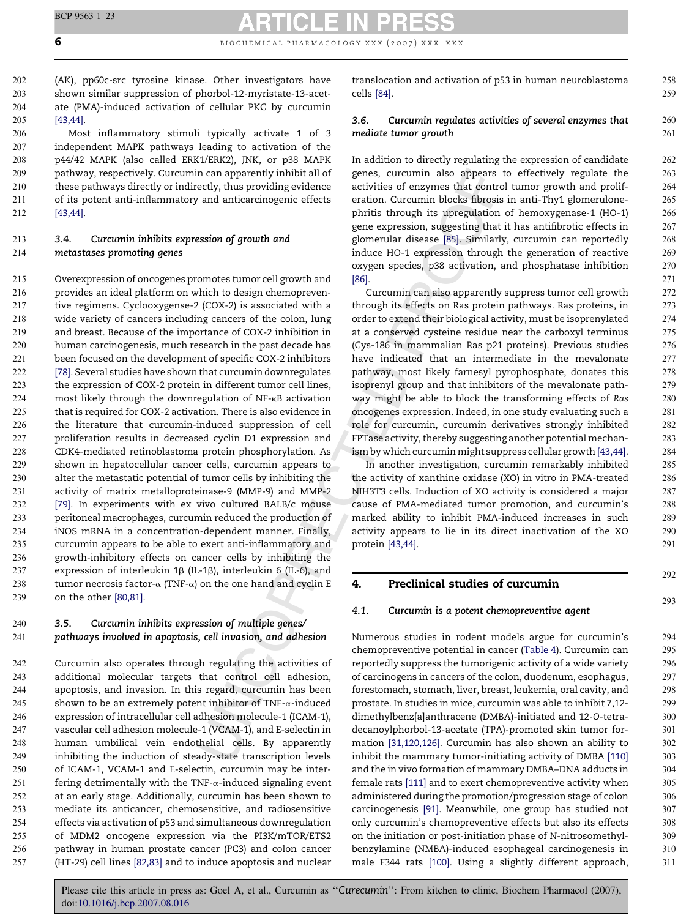(AK), pp60c-src tyrosine kinase. Other investigators have shown similar suppression of phorbol-12-myristate-13-acetate (PMA)-induced activation of cellular PKC by curcumin [43,44].

Most inflammatory stimuli typically activate 1 of 3 independent MAPK pathways leading to activation of the p44/42 MAPK (also called ERK1/ERK2), JNK, or p38 MAPK pathway, respectively. Curcumin can apparently inhibit all of these pathways directly or indirectly, thus providing evidence of its potent anti-inflammatory and anticarcinogenic effects [43,44].

### 3.4. Curcumin inhibits expression of growth and metastases promoting genes

Overexpression of oncogenes promotes tumor cell growth and provides an ideal platform on which to design chemopreventive regimens. Cyclooxygense-2 (COX-2) is associated with a wide variety of cancers including cancers of the colon, lung and breast. Because of the importance of COX-2 inhibition in human carcinogenesis, much research in the past decade has been focused on the development of specific COX-2 inhibitors [78]. Several studies have shown that curcumin downregulates the expression of COX-2 protein in different tumor cell lines, most likely through the downregulation of NF-κB activation that is required for COX-2 activation. There is also evidence in the literature that curcumin-induced suppression of cell proliferation results in decreased cyclin D1 expression and CDK4-mediated retinoblastoma protein phosphorylation. As shown in hepatocellular cancer cells, curcumin appears to alter the metastatic potential of tumor cells by inhibiting the activity of matrix metalloproteinase-9 (MMP-9) and MMP-2 [79]. In experiments with ex vivo cultured BALB/c mouse peritoneal macrophages, curcumin reduced the production of iNOS mRNA in a concentration-dependent manner. Finally, curcumin appears to be able to exert anti-inflammatory and growth-inhibitory effects on cancer cells by inhibiting the expression of interleukin 1β (IL-1β), interleukin 6 (IL-6), and tumor necrosis factor-α (TNF-α) on the one hand and cyclin E on the other [80,81].

### 3.5. Curcumin inhibits expression of multiple genes/pathways involved in apoptosis, cell invasion, and adhesion

Curcumin also operates through regulating the activities of additional molecular targets that control cell adhesion, apoptosis, and invasion. In this regard, curcumin has been shown to be an extremely potent inhibitor of TNF-α-induced expression of intracellular cell adhesion molecule-1 (ICAM-1), vascular cell adhesion molecule-1 (VCAM-1), and E-selectin in human umbilical vein endothelial cells. By apparently inhibiting the induction of steady-state transcription levels of ICAM-1, VCAM-1 and E-selectin, curcumin may be interfering detrimentally with the TNF-α-induced signaling event at an early stage. Additionally, curcumin has been shown to mediate its anticancer, chemosensitive, and radiosensitive effects via activation of p53 and simultaneous downregulation of MDM2 oncogene expression via the PI3K/mTOR/ETS2 pathway in human prostate cancer (PC3) and colon cancer (HT-29) cell lines [82,83] and to induce apoptosis and nuclear translocation and activation of p53 in human neuroblastoma cells [84].

### 3.6. Curcumin regulates activities of several enzymes that mediate tumor growth

In addition to directly regulating the expression of candidate genes, curcumin also appears to effectively regulate the activities of enzymes that control tumor growth and proliferation. Curcumin blocks fibrosis in anti-Thy1 glomerulonephritis through its upregulation of hemoxygenase-1 (HO-1) gene expression, suggesting that it has antifibrotic effects in glomerular disease [85]. Similarly, curcumin can reportedly induce HO-1 expression through the generation of reactive oxygen species, p38 activation, and phosphatase inhibition [86].

Curcumin can also apparently suppress tumor cell growth through its effects on Ras protein pathways. Ras proteins, in order to extend their biological activity, must be isoprenylated at a conserved cysteine residue near the carboxyl terminus (Cys-186 in mammalian Ras p21 proteins). Previous studies have indicated that an intermediate in the mevalonate pathway, most likely farnesyl pyrophosphate, donates this isoprenyl group and that inhibitors of the mevalonate pathway might be able to block the transforming effects of *Ras* oncogenes expression. Indeed, in one study evaluating such a role for curcumin, curcumin derivatives strongly inhibited FPTase activity, thereby suggesting another potential mechanism by which curcumin might suppress cellular growth [43,44].

In another investigation, curcumin remarkably inhibited the activity of xanthine oxidase (XO) in vitro in PMA-treated NIH3T3 cells. Induction of XO activity is considered a major cause of PMA-mediated tumor promotion, and curcumin's marked ability to inhibit PMA-induced increases in such activity appears to lie in its direct inactivation of the XO protein [43,44].

## 4. Preclinical studies of curcumin

### 4.1. Curcumin is a potent chemopreventive agent

Numerous studies in rodent models argue for curcumin's chemopreventive potential in cancer (Table 4). Curcumin can reportedly suppress the tumorigenic activity of a wide variety of carcinogens in cancers of the colon, duodenum, esophagus, forestomach, stomach, liver, breast, leukemia, oral cavity, and prostate. In studies in mice, curcumin was able to inhibit 7,12-dimethylbenz[a]anthracene (DMBA)-initiated and 12-O-tetradecanoylphorbol-13-acetate (TPA)-promoted skin tumor formation [31,120,126]. Curcumin has also shown an ability to inhibit the mammary tumor-initiating activity of DMBA [110] and the in vivo formation of mammary DMBA–DNA adducts in female rats [111] and to exert chemopreventive activity when administered during the promotion/progression stage of colon carcinogenesis [91]. Meanwhile, one group has studied not only curcumin's chemopreventive effects but also its effects on the initiation or post-initiation phase of *N*-nitrosomethylbenzylamine (NMBA)-induced esophageal carcinogenesis in male F344 rats [100]. Using a slightly different approach,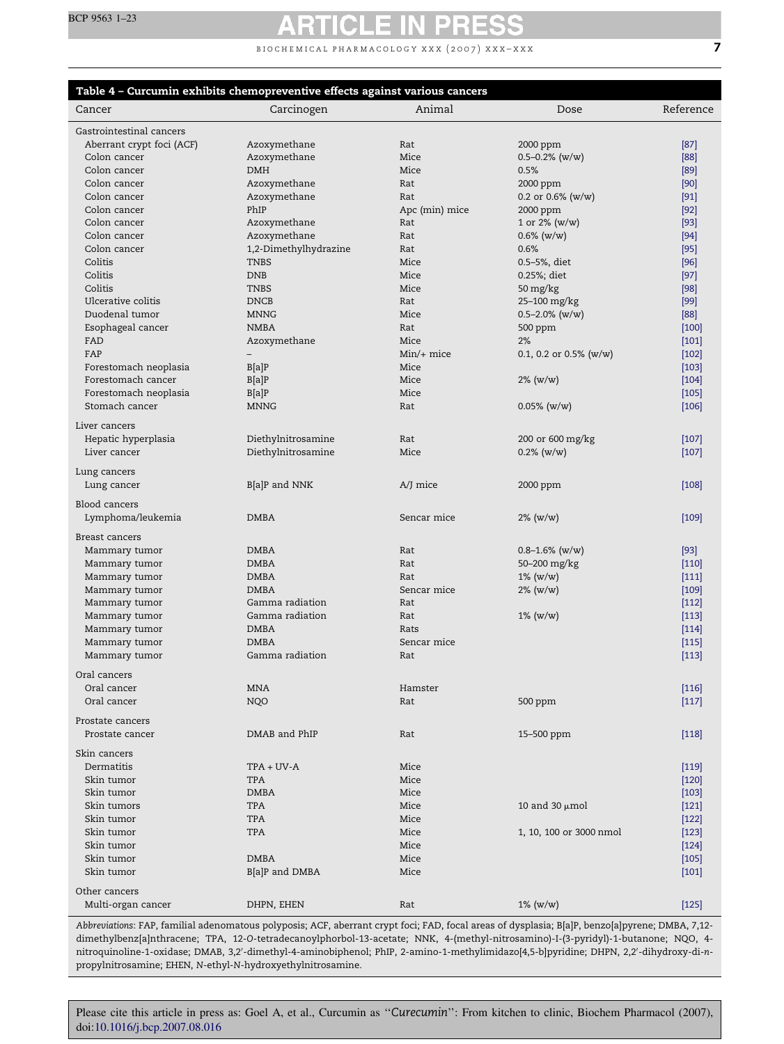**Table 4 – Curcumin exhibits chemopreventive effects against various cancers**

| Cancer | Carcinogen | Animal | Dose | Reference |
|---|---|---|---|---|
| Gastrointestinal cancers | | | | |
| Aberrant crypt foci (ACF) | Azoxymethane | Rat | 2000 ppm | [87] |
| Colon cancer | Azoxymethane | Mice | 0.5–0.2% (w/w) | [88] |
| Colon cancer | DMH | Mice | 0.5% | [89] |
| Colon cancer | Azoxymethane | Rat | 2000 ppm | [90] |
| Colon cancer | Azoxymethane | Rat | 0.2 or 0.6% (w/w) | [91] |
| Colon cancer | PhIP | Apc (min) mice | 2000 ppm | [92] |
| Colon cancer | Azoxymethane | Rat | 1 or 2% (w/w) | [93] |
| Colon cancer | Azoxymethane | Rat | 0.6% (w/w) | [94] |
| Colon cancer | 1,2-Dimethylhydrazine | Rat | 0.6% | [95] |
| Colitis | TNBS | Mice | 0.5–5%, diet | [96] |
| Colitis | DNB | Mice | 0.25%; diet | [97] |
| Colitis | TNBS | Mice | 50 mg/kg | [98] |
| Ulcerative colitis | DNCB | Rat | 25–100 mg/kg | [99] |
| Duodenal tumor | MNNG | Mice | 0.5–2.0% (w/w) | [88] |
| Esophageal cancer | NMBA | Rat | 500 ppm | [100] |
| FAD | Azoxymethane | Mice | 2% | [101] |
| FAP | – | Min/+ mice | 0.1, 0.2 or 0.5% (w/w) | [102] |
| Forestomach neoplasia | B[a]P | Mice | | [103] |
| Forestomach cancer | B[a]P | Mice | 2% (w/w) | [104] |
| Forestomach neoplasia | B[a]P | Mice | | [105] |
| Stomach cancer | MNNG | Rat | 0.05% (w/w) | [106] |
| Liver cancers | | | | |
| Hepatic hyperplasia | Diethylnitrosamine | Rat | 200 or 600 mg/kg | [107] |
| Liver cancer | Diethylnitrosamine | Mice | 0.2% (w/w) | [107] |
| Lung cancers | | | | |
| Lung cancer | B[a]P and NNK | A/J mice | 2000 ppm | [108] |
| Blood cancers | | | | |
| Lymphoma/leukemia | DMBA | Sencar mice | 2% (w/w) | [109] |
| Breast cancers | | | | |
| Mammary tumor | DMBA | Rat | 0.8–1.6% (w/w) | [93] |
| Mammary tumor | DMBA | Rat | 50–200 mg/kg | [110] |
| Mammary tumor | DMBA | Rat | 1% (w/w) | [111] |
| Mammary tumor | DMBA | Sencar mice | 2% (w/w) | [109] |
| Mammary tumor | Gamma radiation | Rat | | [112] |
| Mammary tumor | Gamma radiation | Rat | 1% (w/w) | [113] |
| Mammary tumor | DMBA | Rats | | [114] |
| Mammary tumor | DMBA | Sencar mice | | [115] |
| Mammary tumor | Gamma radiation | Rat | | [113] |
| Oral cancers | | | | |
| Oral cancer | MNA | Hamster | | [116] |
| Oral cancer | NQO | Rat | 500 ppm | [117] |
| Prostate cancers | | | | |
| Prostate cancer | DMAB and PhIP | Rat | 15–500 ppm | [118] |
| Skin cancers | | | | |
| Dermatitis | TPA + UV-A | Mice | | [119] |
| Skin tumor | TPA | Mice | | [120] |
| Skin tumor | DMBA | Mice | | [103] |
| Skin tumors | TPA | Mice | 10 and 30 μmol | [121] |
| Skin tumor | TPA | Mice | | [122] |
| Skin tumor | TPA | Mice | 1, 10, 100 or 3000 nmol | [123] |
| Skin tumor | | Mice | | [124] |
| Skin tumor | DMBA | Mice | | [105] |
| Skin tumor | B[a]P and DMBA | Mice | | [101] |
| Other cancers | | | | |
| Multi-organ cancer | DHPN, EHEN | Rat | 1% (w/w) | [125] |

*Abbreviations*: FAP, familial adenomatous polyposis; ACF, aberrant crypt foci; FAD, focal areas of dysplasia; B[a]P, benzo[a]pyrene; DMBA, 7,12-dimethylbenz[a]nthracene; TPA, 12-O-tetradecanoylphorbol-13-acetate; NNK, 4-(methyl-nitrosamino)-I-(3-pyridyl)-1-butanone; NQO, 4-nitroquinoline-1-oxidase; DMAB, 3,2′-dimethyl-4-aminobiphenol; PhIP, 2-amino-1-methylimidazo[4,5-b]pyridine; DHPN, 2,2′-dihydroxy-di-*n*-propylnitrosamine; EHEN, *N*-ethyl-*N*-hydroxyethylnitrosamine.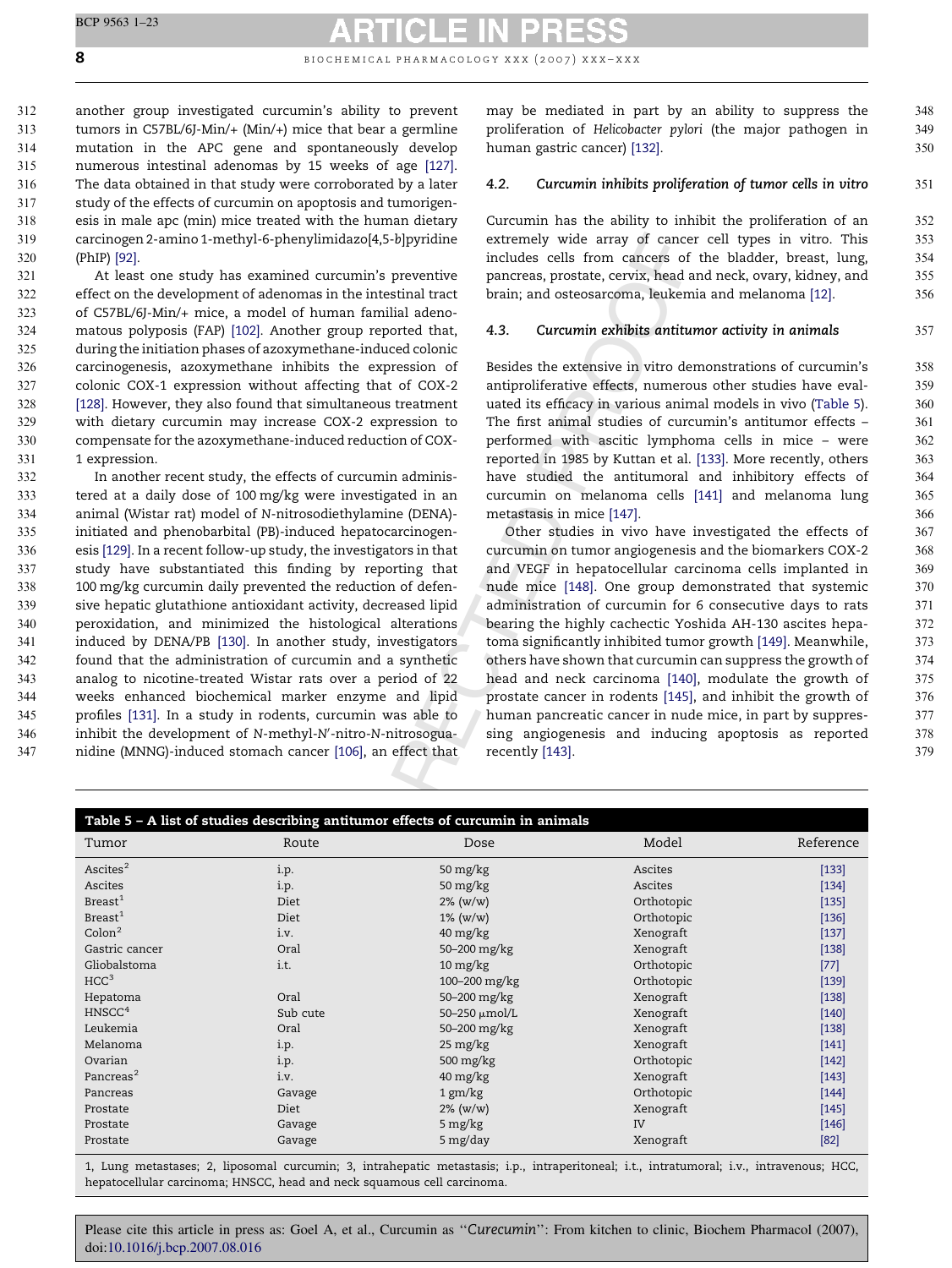another group investigated curcumin's ability to prevent tumors in C57BL/6J-Min/+ (Min/+) mice that bear a germline mutation in the APC gene and spontaneously develop numerous intestinal adenomas by 15 weeks of age [127]. The data obtained in that study were corroborated by a later study of the effects of curcumin on apoptosis and tumorigenesis in male apc (min) mice treated with the human dietary carcinogen 2-amino 1-methyl-6-phenylimidazo[4,5-*b*]pyridine (PhIP) [92].

At least one study has examined curcumin's preventive effect on the development of adenomas in the intestinal tract of C57BL/6J-Min/+ mice, a model of human familial adenomatous polyposis (FAP) [102]. Another group reported that, during the initiation phases of azoxymethane-induced colonic carcinogenesis, azoxymethane inhibits the expression of colonic COX-1 expression without affecting that of COX-2 [128]. However, they also found that simultaneous treatment with dietary curcumin may increase COX-2 expression to compensate for the azoxymethane-induced reduction of COX-1 expression.

In another recent study, the effects of curcumin administered at a daily dose of 100 mg/kg were investigated in an animal (Wistar rat) model of *N*-nitrosodiethylamine (DENA)-initiated and phenobarbital (PB)-induced hepatocarcinogenesis [129]. In a recent follow-up study, the investigators in that study have substantiated this finding by reporting that 100 mg/kg curcumin daily prevented the reduction of defensive hepatic glutathione antioxidant activity, decreased lipid peroxidation, and minimized the histological alterations induced by DENA/PB [130]. In another study, investigators found that the administration of curcumin and a synthetic analog to nicotine-treated Wistar rats over a period of 22 weeks enhanced biochemical marker enzyme and lipid profiles [131]. In a study in rodents, curcumin was able to inhibit the development of *N*-methyl-*N*′-nitro-*N*-nitrosoguanidine (MNNG)-induced stomach cancer [106], an effect that may be mediated in part by an ability to suppress the proliferation of *Helicobacter pylori* (the major pathogen in human gastric cancer) [132].

### 4.2. Curcumin inhibits proliferation of tumor cells in vitro

Curcumin has the ability to inhibit the proliferation of an extremely wide array of cancer cell types in vitro. This includes cells from cancers of the bladder, breast, lung, pancreas, prostate, cervix, head and neck, ovary, kidney, and brain; and osteosarcoma, leukemia and melanoma [12].

### 4.3. Curcumin exhibits antitumor activity in animals

Besides the extensive in vitro demonstrations of curcumin's antiproliferative effects, numerous other studies have evaluated its efficacy in various animal models in vivo (Table 5). The first animal studies of curcumin's antitumor effects – performed with ascitic lymphoma cells in mice – were reported in 1985 by Kuttan et al. [133]. More recently, others have studied the antitumoral and inhibitory effects of curcumin on melanoma cells [141] and melanoma lung metastasis in mice [147].

Other studies in vivo have investigated the effects of curcumin on tumor angiogenesis and the biomarkers COX-2 and VEGF in hepatocellular carcinoma cells implanted in nude mice [148]. One group demonstrated that systemic administration of curcumin for 6 consecutive days to rats bearing the highly cachectic Yoshida AH-130 ascites hepatoma significantly inhibited tumor growth [149]. Meanwhile, others have shown that curcumin can suppress the growth of head and neck carcinoma [140], modulate the growth of prostate cancer in rodents [145], and inhibit the growth of human pancreatic cancer in nude mice, in part by suppressing angiogenesis and inducing apoptosis as reported recently [143].

**Table 5 – A list of studies describing antitumor effects of curcumin in animals**

| Tumor | Route | Dose | Model | Reference |
|---|---|---|---|---|
| Ascites[2] | i.p. | 50 mg/kg | Ascites | [133] |
| Ascites | i.p. | 50 mg/kg | Ascites | [134] |
| Breast[1] | Diet | 2% (w/w) | Orthotopic | [135] |
| Breast[1] | Diet | 1% (w/w) | Orthotopic | [136] |
| Colon[2] | i.v. | 40 mg/kg | Xenograft | [137] |
| Gastric cancer | Oral | 50–200 mg/kg | Xenograft | [138] |
| Gliobalstoma | i.t. | 10 mg/kg | Orthotopic | [77] |
| HCC[3] | | 100–200 mg/kg | Orthotopic | [139] |
| Hepatoma | Oral | 50–200 mg/kg | Xenograft | [138] |
| HNSCC[4] | Sub cute | 50–250 μmol/L | Xenograft | [140] |
| Leukemia | Oral | 50–200 mg/kg | Xenograft | [138] |
| Melanoma | i.p. | 25 mg/kg | Xenograft | [141] |
| Ovarian | i.p. | 500 mg/kg | Orthotopic | [142] |
| Pancreas[2] | i.v. | 40 mg/kg | Xenograft | [143] |
| Pancreas | Gavage | 1 gm/kg | Orthotopic | [144] |
| Prostate | Diet | 2% (w/w) | Xenograft | [145] |
| Prostate | Gavage | 5 mg/kg | IV | [146] |
| Prostate | Gavage | 5 mg/day | Xenograft | [82] |

1, Lung metastases; 2, liposomal curcumin; 3, intrahepatic metastasis; i.p., intraperitoneal; i.t., intratumoral; i.v., intravenous; HCC, hepatocellular carcinoma; HNSCC, head and neck squamous cell carcinoma.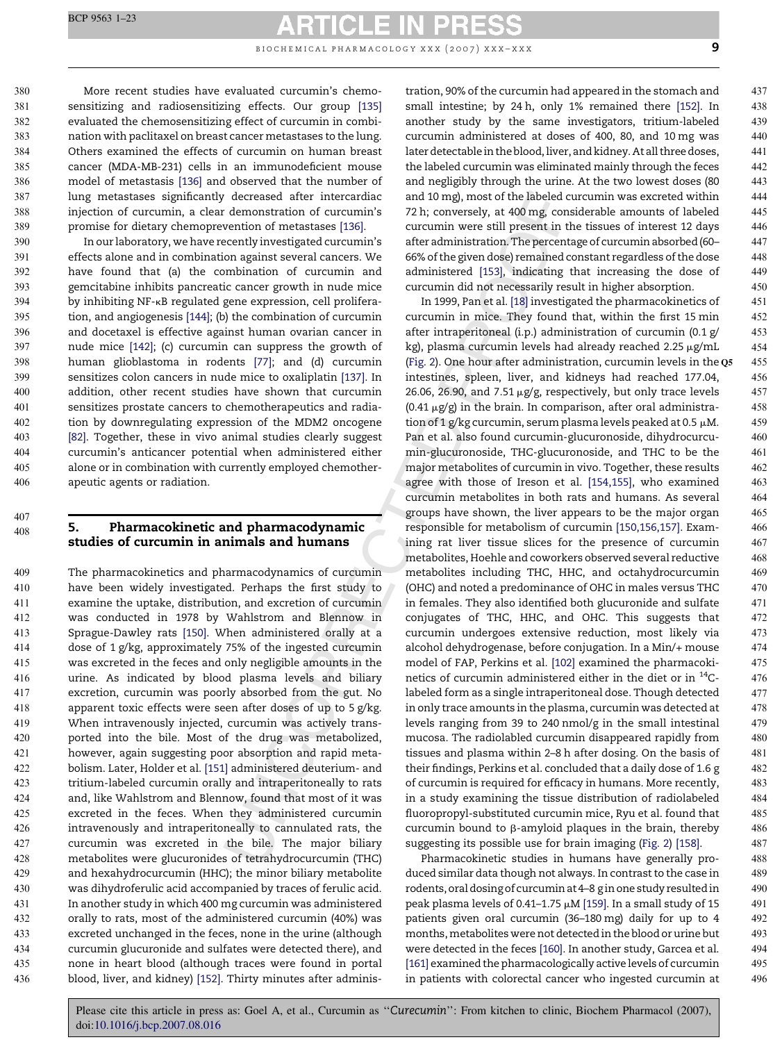More recent studies have evaluated curcumin's chemosensitizing and radiosensitizing effects. Our group [135] evaluated the chemosensitizing effect of curcumin in combination with paclitaxel on breast cancer metastases to the lung. Others examined the effects of curcumin on human breast cancer (MDA-MB-231) cells in an immunodeficient mouse model of metastasis [136] and observed that the number of lung metastases significantly decreased after intercardiac injection of curcumin, a clear demonstration of curcumin's promise for dietary chemoprevention of metastases [136].

In our laboratory, we have recently investigated curcumin's effects alone and in combination against several cancers. We have found that (a) the combination of curcumin and gemcitabine inhibits pancreatic cancer growth in nude mice by inhibiting NF-κB regulated gene expression, cell proliferation, and angiogenesis [144]; (b) the combination of curcumin and docetaxel is effective against human ovarian cancer in nude mice [142]; (c) curcumin can suppress the growth of human glioblastoma in rodents [77]; and (d) curcumin sensitizes colon cancers in nude mice to oxaliplatin [137]. In addition, other recent studies have shown that curcumin sensitizes prostate cancers to chemotherapeutics and radiation by downregulating expression of the MDM2 oncogene [82]. Together, these in vivo animal studies clearly suggest curcumin's anticancer potential when administered either alone or in combination with currently employed chemotherapeutic agents or radiation.

## 5. Pharmacokinetic and pharmacodynamic studies of curcumin in animals and humans

The pharmacokinetics and pharmacodynamics of curcumin have been widely investigated. Perhaps the first study to examine the uptake, distribution, and excretion of curcumin was conducted in 1978 by Wahlstrom and Blennow in Sprague-Dawley rats [150]. When administered orally at a dose of 1 g/kg, approximately 75% of the ingested curcumin was excreted in the feces and only negligible amounts in the urine. As indicated by blood plasma levels and biliary excretion, curcumin was poorly absorbed from the gut. No apparent toxic effects were seen after doses of up to 5 g/kg. When intravenously injected, curcumin was actively transported into the bile. Most of the drug was metabolized, however, again suggesting poor absorption and rapid metabolism. Later, Holder et al. [151] administered deuterium- and tritium-labeled curcumin orally and intraperitoneally to rats and, like Wahlstrom and Blennow, found that most of it was excreted in the feces. When they administered curcumin intravenously and intraperitoneally to cannulated rats, the curcumin was excreted in the bile. The major biliary metabolites were glucuronides of tetrahydrocurcumin (THC) and hexahydrocurcumin (HHC); the minor biliary metabolite was dihydroferulic acid accompanied by traces of ferulic acid. In another study in which 400 mg curcumin was administered orally to rats, most of the administered curcumin (40%) was excreted unchanged in the feces, none in the urine (although curcumin glucuronide and sulfates were detected there), and none in heart blood (although traces were found in portal blood, liver, and kidney) [152]. Thirty minutes after administration, 90% of the curcumin had appeared in the stomach and small intestine; by 24 h, only 1% remained there [152]. In another study by the same investigators, tritium-labeled curcumin administered at doses of 400, 80, and 10 mg was later detectable in the blood, liver, and kidney. At all three doses, the labeled curcumin was eliminated mainly through the feces and negligibly through the urine. At the two lowest doses (80 and 10 mg), most of the labeled curcumin was excreted within 72 h; conversely, at 400 mg, considerable amounts of labeled curcumin were still present in the tissues of interest 12 days after administration. The percentage of curcumin absorbed (60–66% of the given dose) remained constant regardless of the dose administered [153], indicating that increasing the dose of curcumin did not necessarily result in higher absorption.

In 1999, Pan et al. [18] investigated the pharmacokinetics of curcumin in mice. They found that, within the first 15 min after intraperitoneal (i.p.) administration of curcumin (0.1 g/kg), plasma curcumin levels had already reached 2.25 μg/mL (Fig. 2). One hour after administration, curcumin levels in the intestines, spleen, liver, and kidneys had reached 177.04, 26.06, 26.90, and 7.51 μg/g, respectively, but only trace levels (0.41 μg/g) in the brain. In comparison, after oral administration of 1 g/kg curcumin, serum plasma levels peaked at 0.5 μM. Pan et al. also found curcumin-glucuronoside, dihydrocurcumin-glucuronoside, THC-glucuronoside, and THC to be the major metabolites of curcumin in vivo. Together, these results agree with those of Ireson et al. [154,155], who examined curcumin metabolites in both rats and humans. As several groups have shown, the liver appears to be the major organ responsible for metabolism of curcumin [150,156,157]. Examining rat liver tissue slices for the presence of curcumin metabolites, Hoehle and coworkers observed several reductive metabolites including THC, HHC, and octahydrocurcumin (OHC) and noted a predominance of OHC in males versus THC in females. They also identified both glucuronide and sulfate conjugates of THC, HHC, and OHC. This suggests that curcumin undergoes extensive reduction, most likely via alcohol dehydrogenase, before conjugation. In a Min/+ mouse model of FAP, Perkins et al. [102] examined the pharmacokinetics of curcumin administered either in the diet or in $^{14}$C-labeled form as a single intraperitoneal dose. Though detected in only trace amounts in the plasma, curcumin was detected at levels ranging from 39 to 240 nmol/g in the small intestinal mucosa. The radiolabled curcumin disappeared rapidly from tissues and plasma within 2–8 h after dosing. On the basis of their findings, Perkins et al. concluded that a daily dose of 1.6 g of curcumin is required for efficacy in humans. More recently, in a study examining the tissue distribution of radiolabeled fluoropropyl-substituted curcumin mice, Ryu et al. found that curcumin bound to β-amyloid plaques in the brain, thereby suggesting its possible use for brain imaging (Fig. 2) [158].

Pharmacokinetic studies in humans have generally produced similar data though not always. In contrast to the case in rodents, oral dosing of curcumin at 4–8 g in one study resulted in peak plasma levels of 0.41–1.75 μM [159]. In a small study of 15 patients given oral curcumin (36–180 mg) daily for up to 4 months, metabolites were not detected in the blood or urine but were detected in the feces [160]. In another study, Garcea et al. [161] examined the pharmacologically active levels of curcumin in patients with colorectal cancer who ingested curcumin at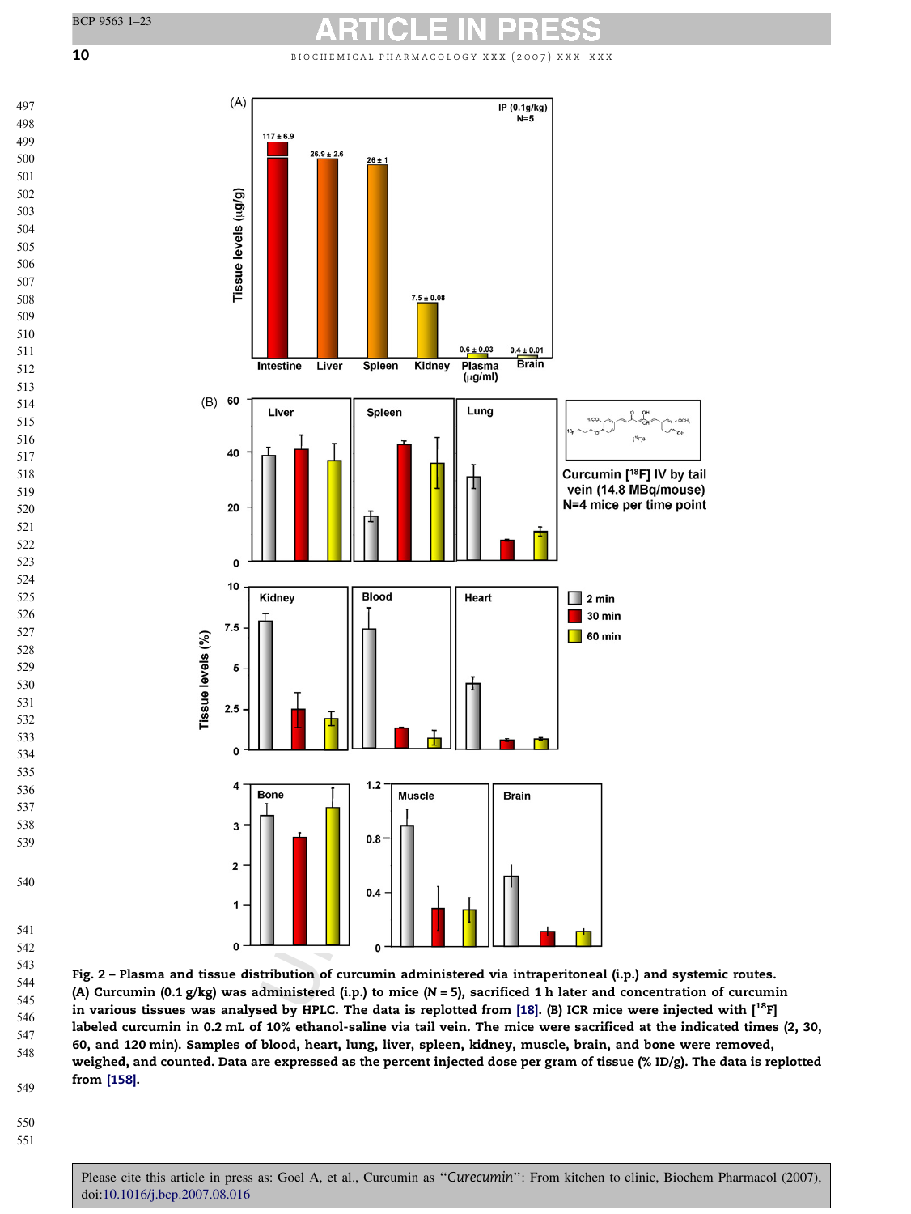Fig. 2 – Plasma and tissue distribution of curcumin administered via intraperitoneal (i.p.) and systemic routes. (A) Curcumin (0.1 g/kg) was administered (i.p.) to mice (N = 5), sacrificed 1 h later and concentration of curcumin in various tissues was analysed by HPLC. The data is replotted from [18]. (B) ICR mice were injected with [$^{18}$F] labeled curcumin in 0.2 mL of 10% ethanol-saline via tail vein. The mice were sacrificed at the indicated times (2, 30, 60, and 120 min). Samples of blood, heart, lung, liver, spleen, kidney, muscle, brain, and bone were removed, weighed, and counted. Data are expressed as the percent injected dose per gram of tissue (% ID/g). The data is replotted from [158].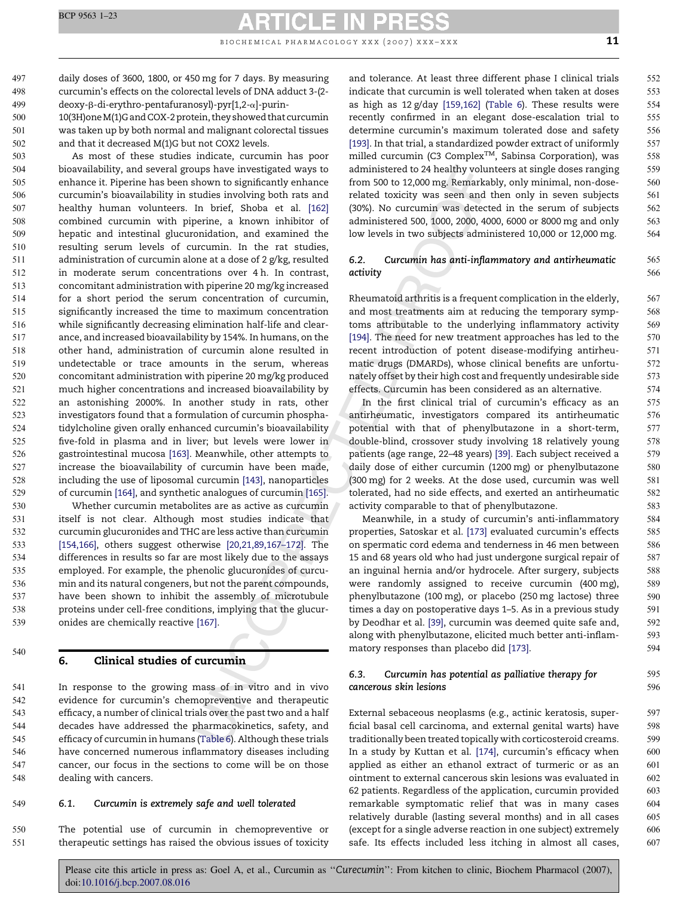daily doses of 3600, 1800, or 450 mg for 7 days. By measuring curcumin's effects on the colorectal levels of DNA adduct 3-(2-deoxy-β-di-erythro-pentafuranosyl)-pyr[1,2-α]-purin-10(3H)one M(1)G and COX-2 protein, they showed that curcumin was taken up by both normal and malignant colorectal tissues and that it decreased M(1)G but not COX2 levels.

As most of these studies indicate, curcumin has poor bioavailability, and several groups have investigated ways to enhance it. Piperine has been shown to significantly enhance curcumin's bioavailability in studies involving both rats and healthy human volunteers. In brief, Shoba et al. [162] combined curcumin with piperine, a known inhibitor of hepatic and intestinal glucuronidation, and examined the resulting serum levels of curcumin. In the rat studies, administration of curcumin alone at a dose of 2 g/kg, resulted in moderate serum concentrations over 4 h. In contrast, concomitant administration with piperine 20 mg/kg increased for a short period the serum concentration of curcumin, significantly increased the time to maximum concentration while significantly decreasing elimination half-life and clearance, and increased bioavailability by 154%. In humans, on the other hand, administration of curcumin alone resulted in undetectable or trace amounts in the serum, whereas concomitant administration with piperine 20 mg/kg produced much higher concentrations and increased bioavailability by an astonishing 2000%. In another study in rats, other investigators found that a formulation of curcumin phosphatidylcholine given orally enhanced curcumin's bioavailability five-fold in plasma and in liver; but levels were lower in gastrointestinal mucosa [163]. Meanwhile, other attempts to increase the bioavailability of curcumin have been made, including the use of liposomal curcumin [143], nanoparticles of curcumin [164], and synthetic analogues of curcumin [165].

Whether curcumin metabolites are as active as curcumin itself is not clear. Although most studies indicate that curcumin glucuronides and THC are less active than curcumin [154,166], others suggest otherwise [20,21,89,167–172]. The differences in results so far are most likely due to the assays employed. For example, the phenolic glucuronides of curcumin and its natural congeners, but not the parent compounds, have been shown to inhibit the assembly of microtubule proteins under cell-free conditions, implying that the glucuronides are chemically reactive [167].

## 6. Clinical studies of curcumin

In response to the growing mass of in vitro and in vivo evidence for curcumin's chemopreventive and therapeutic efficacy, a number of clinical trials over the past two and a half decades have addressed the pharmacokinetics, safety, and efficacy of curcumin in humans (Table 6). Although these trials have concerned numerous inflammatory diseases including cancer, our focus in the sections to come will be on those dealing with cancers.

### 6.1. *Curcumin is extremely safe and well tolerated*

The potential use of curcumin in chemopreventive or therapeutic settings has raised the obvious issues of toxicity and tolerance. At least three different phase I clinical trials indicate that curcumin is well tolerated when taken at doses as high as 12 g/day [159,162] (Table 6). These results were recently confirmed in an elegant dose-escalation trial to determine curcumin's maximum tolerated dose and safety [193]. In that trial, a standardized powder extract of uniformly milled curcumin (C3 Complex™, Sabinsa Corporation), was administered to 24 healthy volunteers at single doses ranging from 500 to 12,000 mg. Remarkably, only minimal, non-dose-related toxicity was seen and then only in seven subjects (30%). No curcumin was detected in the serum of subjects administered 500, 1000, 2000, 4000, 6000 or 8000 mg and only low levels in two subjects administered 10,000 or 12,000 mg.

### 6.2. *Curcumin has anti-inflammatory and antirheumatic activity*

Rheumatoid arthritis is a frequent complication in the elderly, and most treatments aim at reducing the temporary symptoms attributable to the underlying inflammatory activity [194]. The need for new treatment approaches has led to the recent introduction of potent disease-modifying antirheumatic drugs (DMARDs), whose clinical benefits are unfortunately offset by their high cost and frequently undesirable side effects. Curcumin has been considered as an alternative.

In the first clinical trial of curcumin's efficacy as an antirheumatic, investigators compared its antirheumatic potential with that of phenylbutazone in a short-term, double-blind, crossover study involving 18 relatively young patients (age range, 22–48 years) [39]. Each subject received a daily dose of either curcumin (1200 mg) or phenylbutazone (300 mg) for 2 weeks. At the dose used, curcumin was well tolerated, had no side effects, and exerted an antirheumatic activity comparable to that of phenylbutazone.

Meanwhile, in a study of curcumin's anti-inflammatory properties, Satoskar et al. [173] evaluated curcumin's effects on spermatic cord edema and tenderness in 46 men between 15 and 68 years old who had just undergone surgical repair of an inguinal hernia and/or hydrocele. After surgery, subjects were randomly assigned to receive curcumin (400 mg), phenylbutazone (100 mg), or placebo (250 mg lactose) three times a day on postoperative days 1–5. As in a previous study by Deodhar et al. [39], curcumin was deemed quite safe and, along with phenylbutazone, elicited much better anti-inflammatory responses than placebo did [173].

### 6.3. *Curcumin has potential as palliative therapy for cancerous skin lesions*

External sebaceous neoplasms (e.g., actinic keratosis, superficial basal cell carcinoma, and external genital warts) have traditionally been treated topically with corticosteroid creams. In a study by Kuttan et al. [174], curcumin's efficacy when applied as either an ethanol extract of turmeric or as an ointment to external cancerous skin lesions was evaluated in 62 patients. Regardless of the application, curcumin provided remarkable symptomatic relief that was in many cases relatively durable (lasting several months) and in all cases (except for a single adverse reaction in one subject) extremely safe. Its effects included less itching in almost all cases,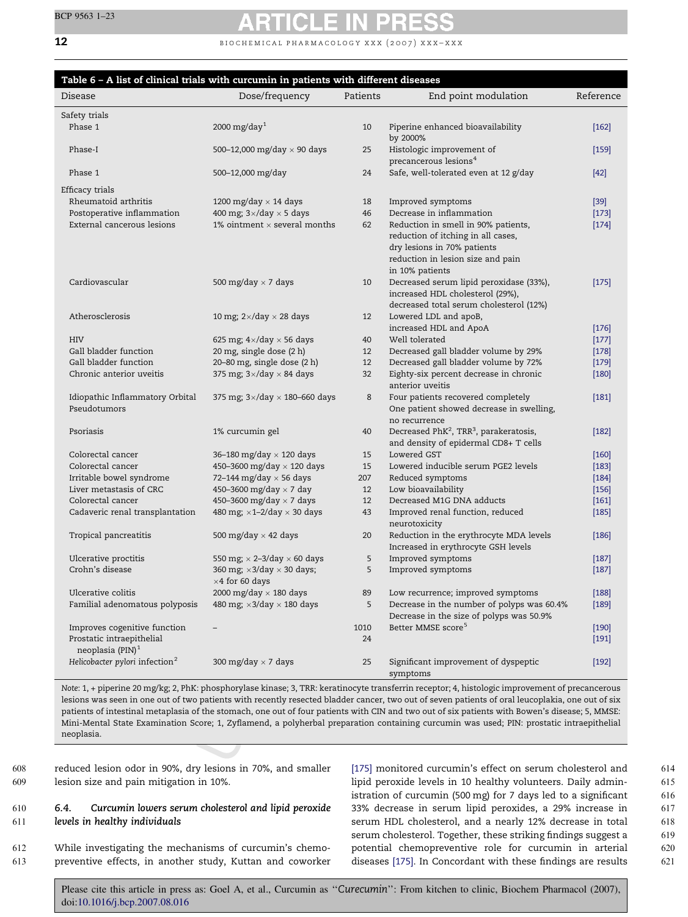**Table 6 – A list of clinical trials with curcumin in patients with different diseases**

| Disease | Dose/frequency | Patients | End point modulation | Reference |
|---|---|---|---|---|
| Safety trials | | | | |
| Phase 1 | 2000 mg/day[1] | 10 | Piperine enhanced bioavailability by 2000% | [162] |
| Phase-I | 500–12,000 mg/day × 90 days | 25 | Histologic improvement of precancerous lesions[4] | [159] |
| Phase 1 | 500–12,000 mg/day | 24 | Safe, well-tolerated even at 12 g/day | [42] |
| Efficacy trials | | | | |
| Rheumatoid arthritis | 1200 mg/day × 14 days | 18 | Improved symptoms | [39] |
| Postoperative inflammation | 400 mg; 3×/day × 5 days | 46 | Decrease in inflammation | [173] |
| External cancerous lesions | 1% ointment × several months | 62 | Reduction in smell in 90% patients, reduction of itching in all cases, dry lesions in 70% patients reduction in lesion size and pain in 10% patients | [174] |
| Cardiovascular | 500 mg/day × 7 days | 10 | Decreased serum lipid peroxidase (33%), increased HDL cholesterol (29%), decreased total serum cholesterol (12%) | [175] |
| Atherosclerosis | 10 mg; 2×/day × 28 days | 12 | Lowered LDL and apoB, increased HDL and ApoA | [176] |
| HIV | 625 mg; 4×/day × 56 days | 40 | Well tolerated | [177] |
| Gall bladder function | 20 mg, single dose (2 h) | 12 | Decreased gall bladder volume by 29% | [178] |
| Gall bladder function | 20–80 mg, single dose (2 h) | 12 | Decreased gall bladder volume by 72% | [179] |
| Chronic anterior uveitis | 375 mg; 3×/day × 84 days | 32 | Eighty-six percent decrease in chronic anterior uveitis | [180] |
| Idiopathic Inflammatory Orbital Pseudotumors | 375 mg; 3×/day × 180–660 days | 8 | Four patients recovered completely One patient showed decrease in swelling, no recurrence | [181] |
| Psoriasis | 1% curcumin gel | 40 | Decreased PhK[2], TRR[3], parakeratosis, and density of epidermal CD8+ T cells | [182] |
| Colorectal cancer | 36–180 mg/day × 120 days | 15 | Lowered GST | [160] |
| Colorectal cancer | 450–3600 mg/day × 120 days | 15 | Lowered inducible serum PGE2 levels | [183] |
| Irritable bowel syndrome | 72–144 mg/day × 56 days | 207 | Reduced symptoms | [184] |
| Liver metastasis of CRC | 450–3600 mg/day × 7 day | 12 | Low bioavailability | [156] |
| Colorectal cancer | 450–3600 mg/day × 7 days | 12 | Decreased M1G DNA adducts | [161] |
| Cadaveric renal transplantation | 480 mg; ×1–2/day × 30 days | 43 | Improved renal function, reduced neurotoxicity | [185] |
| Tropical pancreatitis | 500 mg/day × 42 days | 20 | Reduction in the erythrocyte MDA levels Increased in erythrocyte GSH levels | [186] |
| Ulcerative proctitis | 550 mg; × 2–3/day × 60 days | 5 | Improved symptoms | [187] |
| Crohn's disease | 360 mg; ×3/day × 30 days; ×4 for 60 days | 5 | Improved symptoms | [187] |
| Ulcerative colitis | 2000 mg/day × 180 days | 89 | Low recurrence; improved symptoms | [188] |
| Familial adenomatous polyposis | 480 mg; ×3/day × 180 days | 5 | Decrease in the number of polyps was 60.4% Decrease in the size of polyps was 50.9% | [189] |
| Improves cogenitive function | – | 1010 | Better MMSE score[5] | [190] |
| Prostatic intraepithelial neoplasia (PIN)[1] | | 24 | | [191] |
| *Helicobacter pylori* infection[2] | 300 mg/day × 7 days | 25 | Significant improvement of dyspeptic symptoms | [192] |

*Note*: 1, + piperine 20 mg/kg; 2, PhK: phosphorylase kinase; 3, TRR: keratinocyte transferrin receptor; 4, histologic improvement of precancerous lesions was seen in one out of two patients with recently resected bladder cancer, two out of seven patients of oral leucoplakia, one out of six patients of intestinal metaplasia of the stomach, one out of four patients with CIN and two out of six patients with Bowen's disease; 5, MMSE: Mini-Mental State Examination Score; 1, Zyflamend, a polyherbal preparation containing curcumin was used; PIN: prostatic intraepithelial neoplasia.

reduced lesion odor in 90%, dry lesions in 70%, and smaller lesion size and pain mitigation in 10%.

### 6.4. Curcumin lowers serum cholesterol and lipid peroxide levels in healthy individuals

While investigating the mechanisms of curcumin's chemopreventive effects, in another study, Kuttan and coworker [175] monitored curcumin's effect on serum cholesterol and lipid peroxide levels in 10 healthy volunteers. Daily administration of curcumin (500 mg) for 7 days led to a significant 33% decrease in serum lipid peroxides, a 29% increase in serum HDL cholesterol, and a nearly 12% decrease in total serum cholesterol. Together, these striking findings suggest a potential chemopreventive role for curcumin in arterial diseases [175]. In Concordant with these findings are results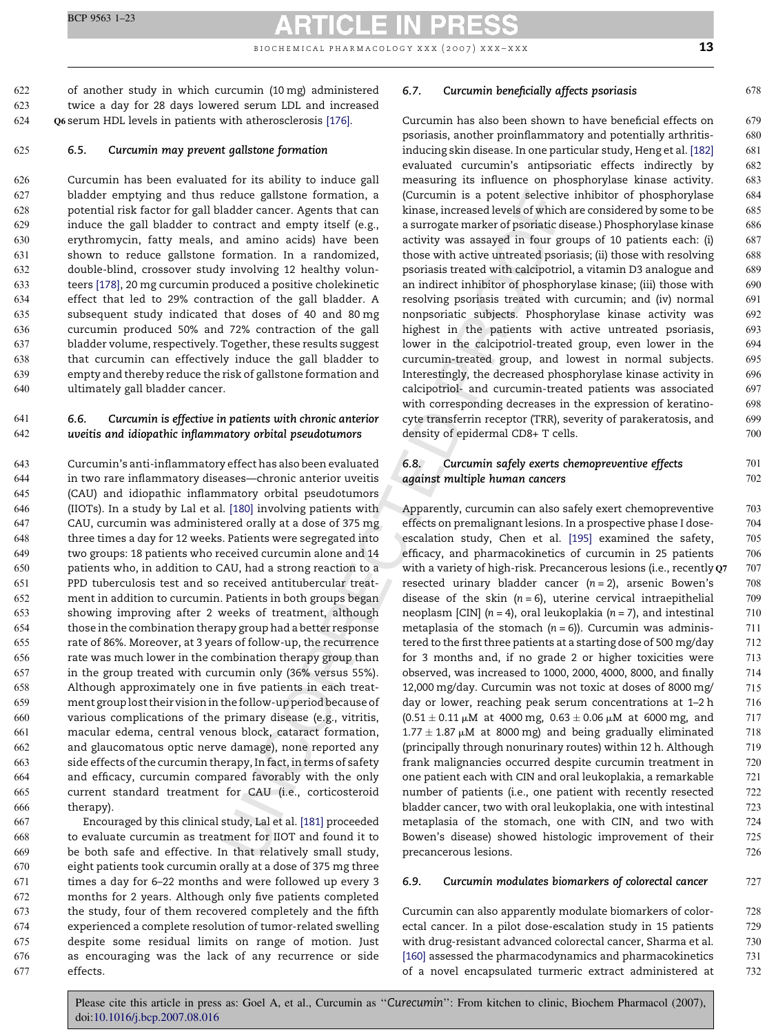of another study in which curcumin (10 mg) administered twice a day for 28 days lowered serum LDL and increased serum HDL levels in patients with atherosclerosis [176].

### 6.5. Curcumin may prevent gallstone formation

Curcumin has been evaluated for its ability to induce gall bladder emptying and thus reduce gallstone formation, a potential risk factor for gall bladder cancer. Agents that can induce the gall bladder to contract and empty itself (e.g., erythromycin, fatty meals, and amino acids) have been shown to reduce gallstone formation. In a randomized, double-blind, crossover study involving 12 healthy volunteers [178], 20 mg curcumin produced a positive cholekinetic effect that led to 29% contraction of the gall bladder. A subsequent study indicated that doses of 40 and 80 mg curcumin produced 50% and 72% contraction of the gall bladder volume, respectively. Together, these results suggest that curcumin can effectively induce the gall bladder to empty and thereby reduce the risk of gallstone formation and ultimately gall bladder cancer.

### 6.6. Curcumin is effective in patients with chronic anterior uveitis and idiopathic inflammatory orbital pseudotumors

Curcumin's anti-inflammatory effect has also been evaluated in two rare inflammatory diseases—chronic anterior uveitis (CAU) and idiopathic inflammatory orbital pseudotumors (IIOTs). In a study by Lal et al. [180] involving patients with CAU, curcumin was administered orally at a dose of 375 mg three times a day for 12 weeks. Patients were segregated into two groups: 18 patients who received curcumin alone and 14 patients who, in addition to CAU, had a strong reaction to a PPD tuberculosis test and so received antitubercular treatment in addition to curcumin. Patients in both groups began showing improving after 2 weeks of treatment, although those in the combination therapy group had a better response rate of 86%. Moreover, at 3 years of follow-up, the recurrence rate was much lower in the combination therapy group than in the group treated with curcumin only (36% versus 55%). Although approximately one in five patients in each treatment group lost their vision in the follow-up period because of various complications of the primary disease (e.g., vitritis, macular edema, central venous block, cataract formation, and glaucomatous optic nerve damage), none reported any side effects of the curcumin therapy, In fact, in terms of safety and efficacy, curcumin compared favorably with the only current standard treatment for CAU (i.e., corticosteroid therapy).

Encouraged by this clinical study, Lal et al. [181] proceeded to evaluate curcumin as treatment for IIOT and found it to be both safe and effective. In that relatively small study, eight patients took curcumin orally at a dose of 375 mg three times a day for 6–22 months and were followed up every 3 months for 2 years. Although only five patients completed the study, four of them recovered completely and the fifth experienced a complete resolution of tumor-related swelling despite some residual limits on range of motion. Just as encouraging was the lack of any recurrence or side effects.

### 6.7. Curcumin beneficially affects psoriasis

Curcumin has also been shown to have beneficial effects on psoriasis, another proinflammatory and potentially arthritis-inducing skin disease. In one particular study, Heng et al. [182] evaluated curcumin's antipsoriatic effects indirectly by measuring its influence on phosphorylase kinase activity. (Curcumin is a potent selective inhibitor of phosphorylase kinase, increased levels of which are considered by some to be a surrogate marker of psoriatic disease.) Phosphorylase kinase activity was assayed in four groups of 10 patients each: (i) those with active untreated psoriasis; (ii) those with resolving psoriasis treated with calcipotriol, a vitamin D3 analogue and an indirect inhibitor of phosphorylase kinase; (iii) those with resolving psoriasis treated with curcumin; and (iv) normal nonpsoriatic subjects. Phosphorylase kinase activity was highest in the patients with active untreated psoriasis, lower in the calcipotriol-treated group, even lower in the curcumin-treated group, and lowest in normal subjects. Interestingly, the decreased phosphorylase kinase activity in calcipotriol- and curcumin-treated patients was associated with corresponding decreases in the expression of keratinocyte transferrin receptor (TRR), severity of parakeratosis, and density of epidermal CD8+ T cells.

### 6.8. Curcumin safely exerts chemopreventive effects against multiple human cancers

Apparently, curcumin can also safely exert chemopreventive effects on premalignant lesions. In a prospective phase I dose-escalation study, Chen et al. [195] examined the safety, efficacy, and pharmacokinetics of curcumin in 25 patients with a variety of high-risk. Precancerous lesions (i.e., recently resected urinary bladder cancer ($n = 2$), arsenic Bowen's disease of the skin ($n = 6$), uterine cervical intraepithelial neoplasm [CIN] ($n = 4$), oral leukoplakia ($n = 7$), and intestinal metaplasia of the stomach ($n = 6$)). Curcumin was administered to the first three patients at a starting dose of 500 mg/day for 3 months and, if no grade 2 or higher toxicities were observed, was increased to 1000, 2000, 4000, 8000, and finally 12,000 mg/day. Curcumin was not toxic at doses of 8000 mg/day or lower, reaching peak serum concentrations at 1–2 h ($0.51 \pm 0.11$ μM at 4000 mg, $0.63 \pm 0.06$ μM at 6000 mg, and $1.77 \pm 1.87$ μM at 8000 mg) and being gradually eliminated (principally through nonurinary routes) within 12 h. Although frank malignancies occurred despite curcumin treatment in one patient each with CIN and oral leukoplakia, a remarkable number of patients (i.e., one patient with recently resected bladder cancer, two with oral leukoplakia, one with intestinal metaplasia of the stomach, one with CIN, and two with Bowen's disease) showed histologic improvement of their precancerous lesions.

### 6.9. Curcumin modulates biomarkers of colorectal cancer

Curcumin can also apparently modulate biomarkers of colorectal cancer. In a pilot dose-escalation study in 15 patients with drug-resistant advanced colorectal cancer, Sharma et al. [160] assessed the pharmacodynamics and pharmacokinetics of a novel encapsulated turmeric extract administered at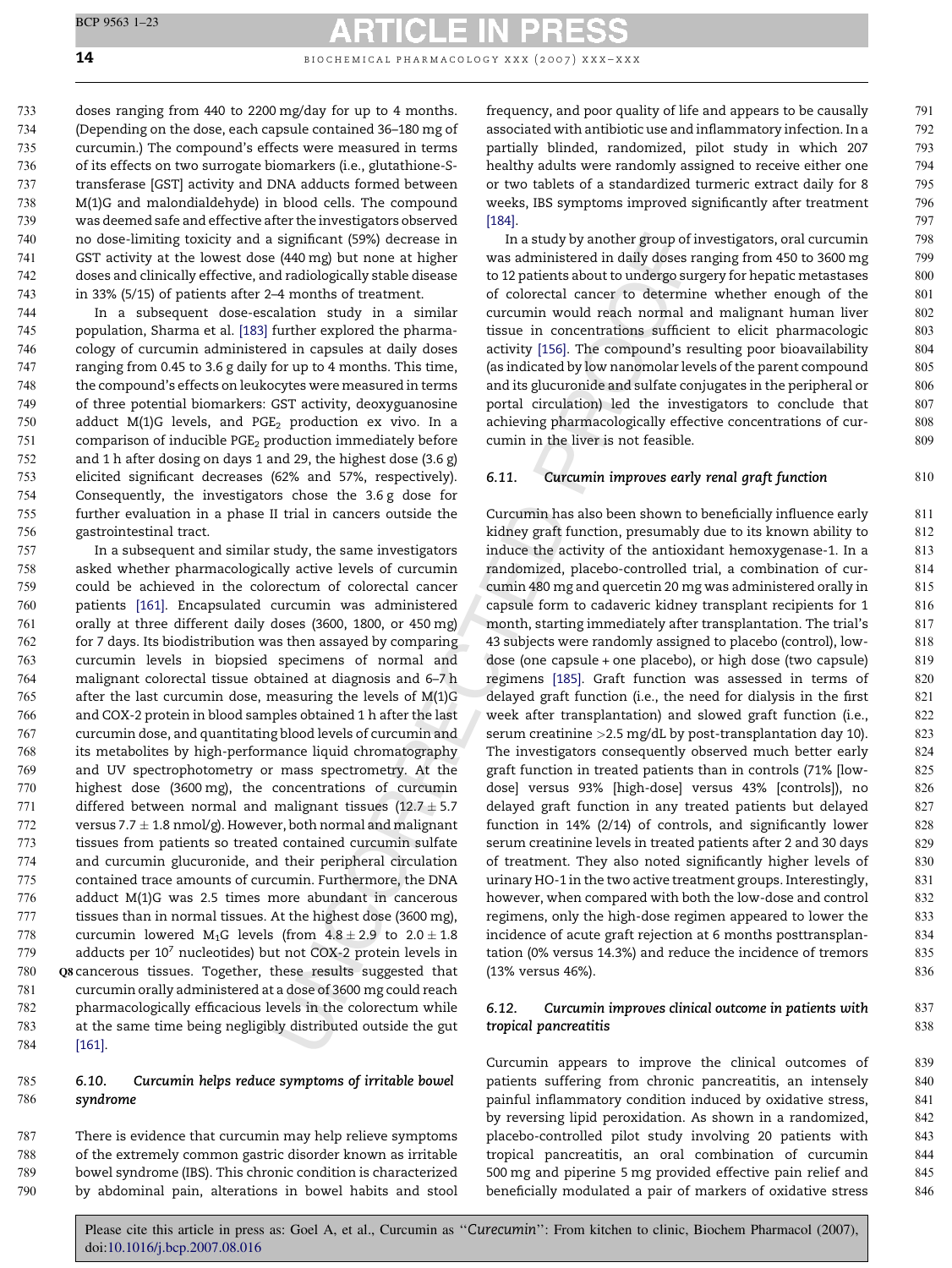doses ranging from 440 to 2200 mg/day for up to 4 months. (Depending on the dose, each capsule contained 36–180 mg of curcumin.) The compound's effects were measured in terms of its effects on two surrogate biomarkers (i.e., glutathione-S-transferase [GST] activity and DNA adducts formed between M(1)G and malondialdehyde) in blood cells. The compound was deemed safe and effective after the investigators observed no dose-limiting toxicity and a significant (59%) decrease in GST activity at the lowest dose (440 mg) but none at higher doses and clinically effective, and radiologically stable disease in 33% (5/15) of patients after 2–4 months of treatment.

In a subsequent dose-escalation study in a similar population, Sharma et al. [183] further explored the pharmacology of curcumin administered in capsules at daily doses ranging from 0.45 to 3.6 g daily for up to 4 months. This time, the compound's effects on leukocytes were measured in terms of three potential biomarkers: GST activity, deoxyguanosine adduct M(1)G levels, and $PGE_2$ production ex vivo. In a comparison of inducible $PGE_2$ production immediately before and 1 h after dosing on days 1 and 29, the highest dose (3.6 g) elicited significant decreases (62% and 57%, respectively). Consequently, the investigators chose the 3.6 g dose for further evaluation in a phase II trial in cancers outside the gastrointestinal tract.

In a subsequent and similar study, the same investigators asked whether pharmacologically active levels of curcumin could be achieved in the colorectum of colorectal cancer patients [161]. Encapsulated curcumin was administered orally at three different daily doses (3600, 1800, or 450 mg) for 7 days. Its biodistribution was then assayed by comparing curcumin levels in biopsied specimens of normal and malignant colorectal tissue obtained at diagnosis and 6–7 h after the last curcumin dose, measuring the levels of M(1)G and COX-2 protein in blood samples obtained 1 h after the last curcumin dose, and quantitating blood levels of curcumin and its metabolites by high-performance liquid chromatography and UV spectrophotometry or mass spectrometry. At the highest dose (3600 mg), the concentrations of curcumin differed between normal and malignant tissues ($12.7 \pm 5.7$ versus $7.7 \pm 1.8$ nmol/g). However, both normal and malignant tissues from patients so treated contained curcumin sulfate and curcumin glucuronide, and their peripheral circulation contained trace amounts of curcumin. Furthermore, the DNA adduct M(1)G was 2.5 times more abundant in cancerous tissues than in normal tissues. At the highest dose (3600 mg), curcumin lowered $M_1G$ levels (from $4.8 \pm 2.9$ to $2.0 \pm 1.8$ adducts per $10^7$ nucleotides) but not COX-2 protein levels in cancerous tissues. Together, these results suggested that curcumin orally administered at a dose of 3600 mg could reach pharmacologically efficacious levels in the colorectum while at the same time being negligibly distributed outside the gut [161].

### 6.10. Curcumin helps reduce symptoms of irritable bowel syndrome

There is evidence that curcumin may help relieve symptoms of the extremely common gastric disorder known as irritable bowel syndrome (IBS). This chronic condition is characterized by abdominal pain, alterations in bowel habits and stool frequency, and poor quality of life and appears to be causally associated with antibiotic use and inflammatory infection. In a partially blinded, randomized, pilot study in which 207 healthy adults were randomly assigned to receive either one or two tablets of a standardized turmeric extract daily for 8 weeks, IBS symptoms improved significantly after treatment [184].

In a study by another group of investigators, oral curcumin was administered in daily doses ranging from 450 to 3600 mg to 12 patients about to undergo surgery for hepatic metastases of colorectal cancer to determine whether enough of the curcumin would reach normal and malignant human liver tissue in concentrations sufficient to elicit pharmacologic activity [156]. The compound's resulting poor bioavailability (as indicated by low nanomolar levels of the parent compound and its glucuronide and sulfate conjugates in the peripheral or portal circulation) led the investigators to conclude that achieving pharmacologically effective concentrations of curcumin in the liver is not feasible.

### 6.11. Curcumin improves early renal graft function

Curcumin has also been shown to beneficially influence early kidney graft function, presumably due to its known ability to induce the activity of the antioxidant hemoxygenase-1. In a randomized, placebo-controlled trial, a combination of curcumin 480 mg and quercetin 20 mg was administered orally in capsule form to cadaveric kidney transplant recipients for 1 month, starting immediately after transplantation. The trial's 43 subjects were randomly assigned to placebo (control), low-dose (one capsule + one placebo), or high dose (two capsule) regimens [185]. Graft function was assessed in terms of delayed graft function (i.e., the need for dialysis in the first week after transplantation) and slowed graft function (i.e., serum creatinine >2.5 mg/dL by post-transplantation day 10). The investigators consequently observed much better early graft function in treated patients than in controls (71% [low-dose] versus 93% [high-dose] versus 43% [controls]), no delayed graft function in any treated patients but delayed function in 14% (2/14) of controls, and significantly lower serum creatinine levels in treated patients after 2 and 30 days of treatment. They also noted significantly higher levels of urinary HO-1 in the two active treatment groups. Interestingly, however, when compared with both the low-dose and control regimens, only the high-dose regimen appeared to lower the incidence of acute graft rejection at 6 months posttransplantation (0% versus 14.3%) and reduce the incidence of tremors (13% versus 46%).

### 6.12. Curcumin improves clinical outcome in patients with tropical pancreatitis

Curcumin appears to improve the clinical outcomes of patients suffering from chronic pancreatitis, an intensely painful inflammatory condition induced by oxidative stress, by reversing lipid peroxidation. As shown in a randomized, placebo-controlled pilot study involving 20 patients with tropical pancreatitis, an oral combination of curcumin 500 mg and piperine 5 mg provided effective pain relief and beneficially modulated a pair of markers of oxidative stress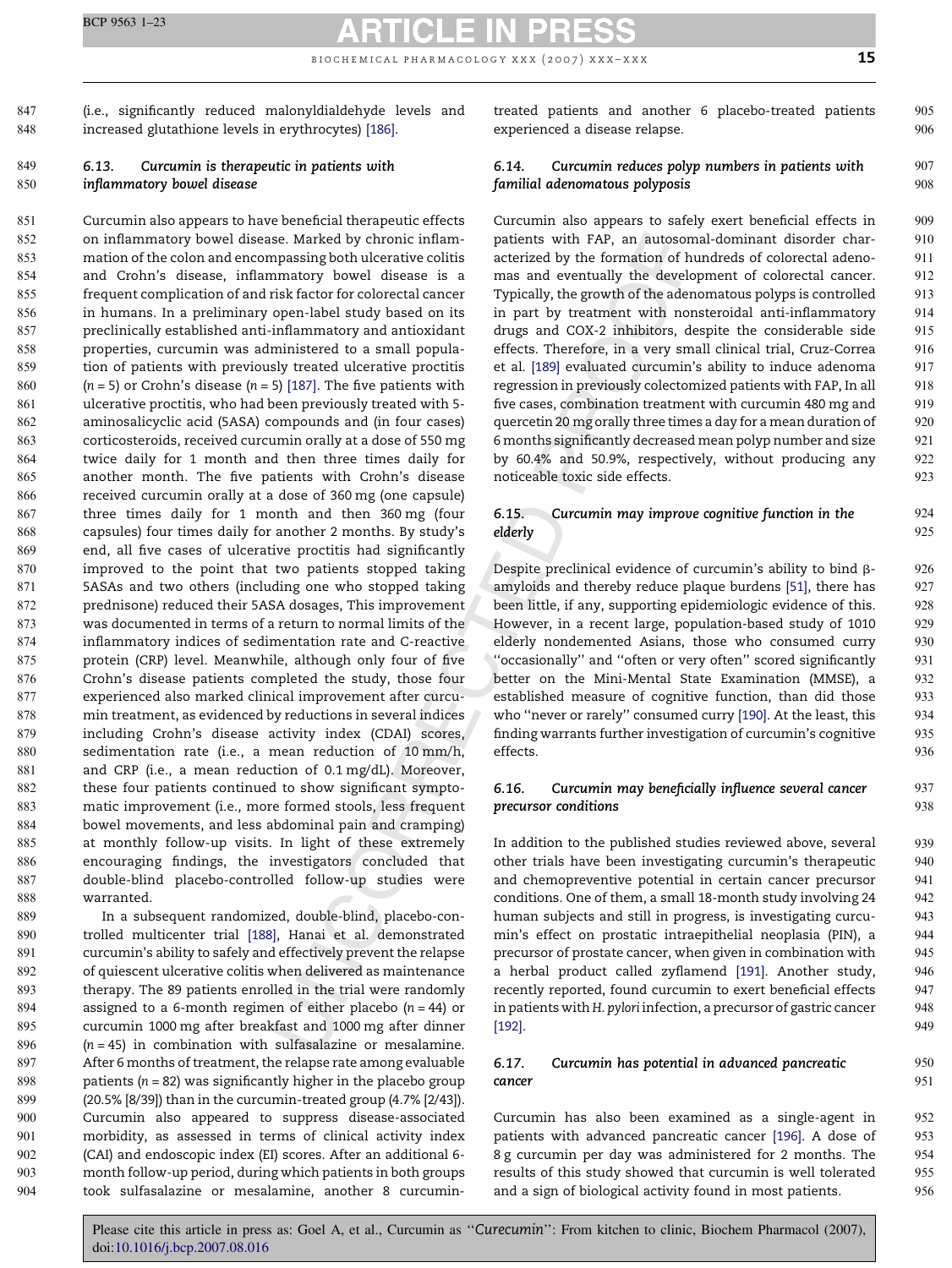(i.e., significantly reduced malonyldialdehyde levels and increased glutathione levels in erythrocytes) [186].

### 6.13. *Curcumin is therapeutic in patients with inflammatory bowel disease*

Curcumin also appears to have beneficial therapeutic effects on inflammatory bowel disease. Marked by chronic inflammation of the colon and encompassing both ulcerative colitis and Crohn's disease, inflammatory bowel disease is a frequent complication of and risk factor for colorectal cancer in humans. In a preliminary open-label study based on its preclinically established anti-inflammatory and antioxidant properties, curcumin was administered to a small population of patients with previously treated ulcerative proctitis ($n = 5$) or Crohn's disease ($n = 5$) [187]. The five patients with ulcerative proctitis, who had been previously treated with 5-aminosalicyclic acid (5ASA) compounds and (in four cases) corticosteroids, received curcumin orally at a dose of 550 mg twice daily for 1 month and then three times daily for another month. The five patients with Crohn's disease received curcumin orally at a dose of 360 mg (one capsule) three times daily for 1 month and then 360 mg (four capsules) four times daily for another 2 months. By study's end, all five cases of ulcerative proctitis had significantly improved to the point that two patients stopped taking 5ASAs and two others (including one who stopped taking prednisone) reduced their 5ASA dosages, This improvement was documented in terms of a return to normal limits of the inflammatory indices of sedimentation rate and C-reactive protein (CRP) level. Meanwhile, although only four of five Crohn's disease patients completed the study, those four experienced also marked clinical improvement after curcumin treatment, as evidenced by reductions in several indices including Crohn's disease activity index (CDAI) scores, sedimentation rate (i.e., a mean reduction of 10 mm/h, and CRP (i.e., a mean reduction of 0.1 mg/dL). Moreover, these four patients continued to show significant symptomatic improvement (i.e., more formed stools, less frequent bowel movements, and less abdominal pain and cramping) at monthly follow-up visits. In light of these extremely encouraging findings, the investigators concluded that double-blind placebo-controlled follow-up studies were warranted.

In a subsequent randomized, double-blind, placebo-controlled multicenter trial [188], Hanai et al. demonstrated curcumin's ability to safely and effectively prevent the relapse of quiescent ulcerative colitis when delivered as maintenance therapy. The 89 patients enrolled in the trial were randomly assigned to a 6-month regimen of either placebo ($n = 44$) or curcumin 1000 mg after breakfast and 1000 mg after dinner ($n = 45$) in combination with sulfasalazine or mesalamine. After 6 months of treatment, the relapse rate among evaluable patients ($n = 82$) was significantly higher in the placebo group (20.5% [8/39]) than in the curcumin-treated group (4.7% [2/43]). Curcumin also appeared to suppress disease-associated morbidity, as assessed in terms of clinical activity index (CAI) and endoscopic index (EI) scores. After an additional 6-month follow-up period, during which patients in both groups took sulfasalazine or mesalamine, another 8 curcumin-treated patients and another 6 placebo-treated patients experienced a disease relapse.

### 6.14. *Curcumin reduces polyp numbers in patients with familial adenomatous polyposis*

Curcumin also appears to safely exert beneficial effects in patients with FAP, an autosomal-dominant disorder characterized by the formation of hundreds of colorectal adenomas and eventually the development of colorectal cancer. Typically, the growth of the adenomatous polyps is controlled in part by treatment with nonsteroidal anti-inflammatory drugs and COX-2 inhibitors, despite the considerable side effects. Therefore, in a very small clinical trial, Cruz-Correa et al. [189] evaluated curcumin's ability to induce adenoma regression in previously colectomized patients with FAP, In all five cases, combination treatment with curcumin 480 mg and quercetin 20 mg orally three times a day for a mean duration of 6 months significantly decreased mean polyp number and size by 60.4% and 50.9%, respectively, without producing any noticeable toxic side effects.

### 6.15. *Curcumin may improve cognitive function in the elderly*

Despite preclinical evidence of curcumin's ability to bind β-amyloids and thereby reduce plaque burdens [51], there has been little, if any, supporting epidemiologic evidence of this. However, in a recent large, population-based study of 1010 elderly nondemented Asians, those who consumed curry "occasionally" and "often or very often" scored significantly better on the Mini-Mental State Examination (MMSE), a established measure of cognitive function, than did those who "never or rarely" consumed curry [190]. At the least, this finding warrants further investigation of curcumin's cognitive effects.

### 6.16. *Curcumin may beneficially influence several cancer precursor conditions*

In addition to the published studies reviewed above, several other trials have been investigating curcumin's therapeutic and chemopreventive potential in certain cancer precursor conditions. One of them, a small 18-month study involving 24 human subjects and still in progress, is investigating curcumin's effect on prostatic intraepithelial neoplasia (PIN), a precursor of prostate cancer, when given in combination with a herbal product called zyflamend [191]. Another study, recently reported, found curcumin to exert beneficial effects in patients with *H. pylori* infection, a precursor of gastric cancer [192].

### 6.17. *Curcumin has potential in advanced pancreatic cancer*

Curcumin has also been examined as a single-agent in patients with advanced pancreatic cancer [196]. A dose of 8 g curcumin per day was administered for 2 months. The results of this study showed that curcumin is well tolerated and a sign of biological activity found in most patients.

Please cite this article in press as: Goel A, et al., Curcumin as "*Curecumin*": From kitchen to clinic, Biochem Pharmacol (2007), doi:10.1016/j.bcp.2007.08.016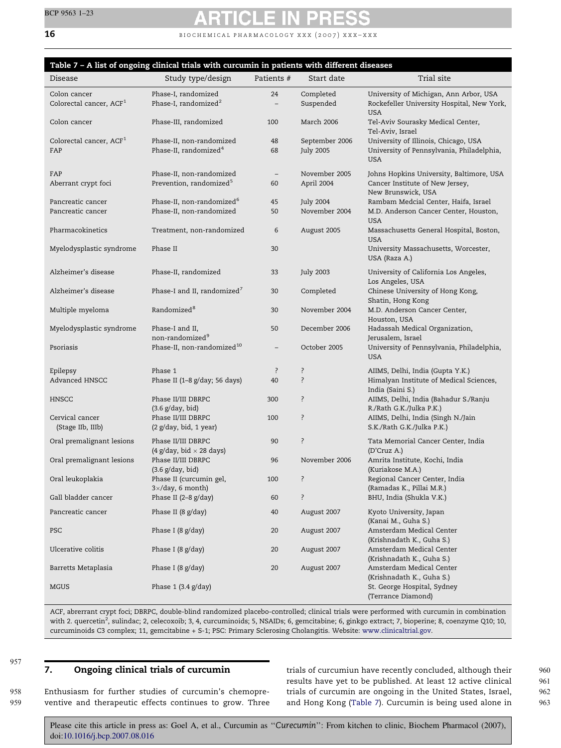**Table 7 – A list of ongoing clinical trials with curcumin in patients with different diseases**

| Disease | Study type/design | Patients # | Start date | Trial site |
|---|---|---|---|---|
| Colon cancer | Phase-I, randomized | 24 | Completed | University of Michigan, Ann Arbor, USA |
| Colorectal cancer, ACF[1] | Phase-I, randomized[2] | – | Suspended | Rockefeller University Hospital, New York, USA |
| Colon cancer | Phase-III, randomized | 100 | March 2006 | Tel-Aviv Sourasky Medical Center, Tel-Aviv, Israel |
| Colorectal cancer, ACF[1] | Phase-II, non-randomized | 48 | September 2006 | University of Illinois, Chicago, USA |
| FAP | Phase-II, randomized[4] | 68 | July 2005 | University of Pennsylvania, Philadelphia, USA |
| FAP | Phase-II, non-randomized | – | November 2005 | Johns Hopkins University, Baltimore, USA |
| Aberrant crypt foci | Prevention, randomized[5] | 60 | April 2004 | Cancer Institute of New Jersey, New Brunswick, USA |
| Pancreatic cancer | Phase-II, non-randomized[6] | 45 | July 2004 | Rambam Medcial Center, Haifa, Israel |
| Pancreatic cancer | Phase-II, non-randomized | 50 | November 2004 | M.D. Anderson Cancer Center, Houston, USA |
| Pharmacokinetics | Treatment, non-randomized | 6 | August 2005 | Massachusetts General Hospital, Boston, USA |
| Myelodysplastic syndrome | Phase II | 30 | | University Massachusetts, Worcester, USA (Raza A.) |
| Alzheimer's disease | Phase-II, randomized | 33 | July 2003 | University of California Los Angeles, Los Angeles, USA |
| Alzheimer's disease | Phase-I and II, randomized[7] | 30 | Completed | Chinese University of Hong Kong, Shatin, Hong Kong |
| Multiple myeloma | Randomized[8] | 30 | November 2004 | M.D. Anderson Cancer Center, Houston, USA |
| Myelodysplastic syndrome | Phase-I and II, non-randomized[9] | 50 | December 2006 | Hadassah Medical Organization, Jerusalem, Israel |
| Psoriasis | Phase-II, non-randomized[10] | – | October 2005 | University of Pennsylvania, Philadelphia, USA |
| Epilepsy | Phase 1 | ? | ? | AIIMS, Delhi, India (Gupta Y.K.) |
| Advanced HNSCC | Phase II (1–8 g/day; 56 days) | 40 | ? | Himalyan Institute of Medical Sciences, India (Saini S.) |
| HNSCC | Phase II/III DBRPC (3.6 g/day, bid) | 300 | ? | AIIMS, Delhi, India (Bahadur S./Ranju R./Rath G.K./Julka P.K.) |
| Cervical cancer (Stage IIb, IIIb) | Phase II/III DBRPC (2 g/day, bid, 1 year) | 100 | ? | AIIMS, Delhi, India (Singh N./Jain S.K./Rath G.K./Julka P.K.) |
| Oral premalignant lesions | Phase II/III DBRPC (4 g/day, bid × 28 days) | 90 | ? | Tata Memorial Cancer Center, India (D'Cruz A.) |
| Oral premalignant lesions | Phase II/III DBRPC (3.6 g/day, bid) | 96 | November 2006 | Amrita Institute, Kochi, India (Kuriakose M.A.) |
| Oral leukoplakia | Phase II (curcumin gel, 3×/day, 6 month) | 100 | ? | Regional Cancer Center, India (Ramadas K., Pillai M.R.) |
| Gall bladder cancer | Phase II (2–8 g/day) | 60 | ? | BHU, India (Shukla V.K.) |
| Pancreatic cancer | Phase II (8 g/day) | 40 | August 2007 | Kyoto University, Japan (Kanai M., Guha S.) |
| PSC | Phase I (8 g/day) | 20 | August 2007 | Amsterdam Medical Center (Krishnadath K., Guha S.) |
| Ulcerative colitis | Phase I (8 g/day) | 20 | August 2007 | Amsterdam Medical Center (Krishnadath K., Guha S.) |
| Barretts Metaplasia | Phase I (8 g/day) | 20 | August 2007 | Amsterdam Medical Center (Krishnadath K., Guha S.) |
| MGUS | Phase 1 (3.4 g/day) | | | St. George Hospital, Sydney (Terrance Diamond) |

ACF, aberrant crypt foci; DBRPC, double-blind randomized placebo-controlled; clinical trials were performed with curcumin in combination with 2. quercetin[2], sulindac; 2, celecoxoib; 3, 4, curcuminoids; 5, NSAIDs; 6, gemcitabine; 6, ginkgo extract; 7, bioperine; 8, coenzyme Q10; 10, curcuminoids C3 complex; 11, gemcitabine + S-1; PSC: Primary Sclerosing Cholangitis. Website: www.clinicaltrial.gov.

## 7. Ongoing clinical trials of curcumin

Enthusiasm for further studies of curcumin's chemopreventive and therapeutic effects continues to grow. Three trials of curcumiun have recently concluded, although their results have yet to be published. At least 12 active clinical trials of curcumin are ongoing in the United States, Israel, and Hong Kong (Table 7). Curcumin is being used alone in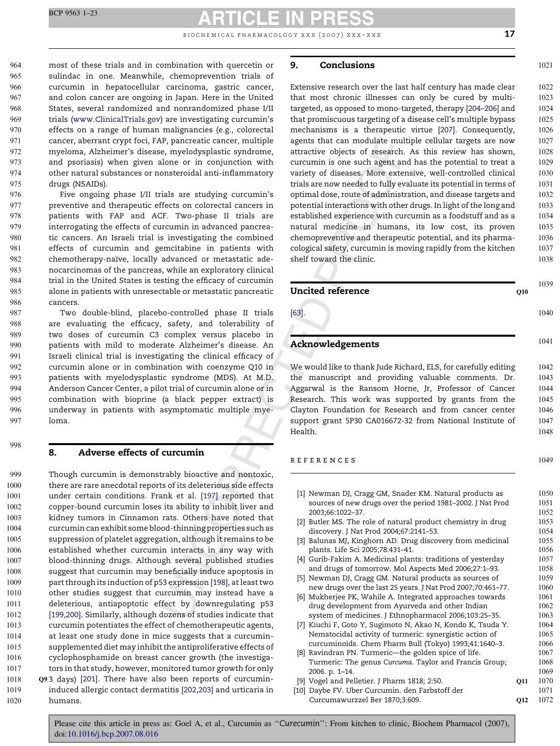most of these trials and in combination with quercetin or sulindac in one. Meanwhile, chemoprevention trials of curcumin in hepatocellular carcinoma, gastric cancer, and colon cancer are ongoing in Japan. Here in the United States, several randomized and nonrandomized phase I/II trials (www.ClinicalTrials.gov) are investigating curcumin's effects on a range of human malignancies (e.g., colorectal cancer, aberrant crypt foci, FAP, pancreatic cancer, multiple myeloma, Alzheimer's disease, myelodysplastic syndrome, and psoriasis) when given alone or in conjunction with other natural substances or nonsteroidal anti-inflammatory drugs (NSAIDs).

Five ongoing phase I/II trials are studying curcumin's preventive and therapeutic effects on colorectal cancers in patients with FAP and ACF. Two-phase II trials are interrogating the effects of curcumin in advanced pancreatic cancers. An Israeli trial is investigating the combined effects of curcumin and gemcitabine in patients with chemotherapy-naïve, locally advanced or metastatic adenocarcinomas of the pancreas, while an exploratory clinical trial in the United States is testing the efficacy of curcumin alone in patients with unresectable or metastatic pancreatic cancers.

Two double-blind, placebo-controlled phase II trials are evaluating the efficacy, safety, and tolerability of two doses of curcumin C3 complex versus placebo in patients with mild to moderate Alzheimer's disease. An Israeli clinical trial is investigating the clinical efficacy of curcumin alone or in combination with coenzyme Q10 in patients with myelodysplastic syndrome (MDS). At M.D. Anderson Cancer Center, a pilot trial of curcumin alone or in combination with bioprine (a black pepper extract) is underway in patients with asymptomatic multiple myeloma.

## 8. Adverse effects of curcumin

Though curcumin is demonstrably bioactive and nontoxic, there are rare anecdotal reports of its deleterious side effects under certain conditions. Frank et al. [197] reported that copper-bound curcumin loses its ability to inhibit liver and kidney tumors in Cinnamon rats. Others have noted that curcumin can exhibit some blood-thinning properties such as suppression of platelet aggregation, although it remains to be established whether curcumin interacts in any way with blood-thinning drugs. Although several published studies suggest that curcumin may beneficially induce apoptosis in part through its induction of p53 expression [198], at least two other studies suggest that curcumin may instead have a deleterious, antiapoptotic effect by downregulating p53 [199,200]. Similarly, although dozens of studies indicate that curcumin potentiates the effect of chemotherapeutic agents, at least one study done in mice suggests that a curcumin-supplemented diet may inhibit the antiproliferative effects of cyclophosphamide on breast cancer growth (the investigators in that study, however, monitored tumor growth for only 3 days) [201]. There have also been reports of curcumin-induced allergic contact dermatitis [202,203] and urticaria in humans.

## 9. Conclusions

Extensive research over the last half century has made clear that most chronic illnesses can only be cured by multi-targeted, as opposed to mono-targeted, therapy [204–206] and that promiscuous targeting of a disease cell's multiple bypass mechanisms is a therapeutic virtue [207]. Consequently, agents that can modulate multiple cellular targets are now attractive objects of research. As this review has shown, curcumin is one such agent and has the potential to treat a variety of diseases. More extensive, well-controlled clinical trials are now needed to fully evaluate its potential in terms of optimal dose, route of administration, and disease targets and potential interactions with other drugs. In light of the long and established experience with curcumin as a foodstuff and as a natural medicine in humans, its low cost, its proven chemopreventive and therapeutic potential, and its pharmacological safety, curcumin is moving rapidly from the kitchen shelf toward the clinic.

## Uncited reference

[63].

## Acknowledgements

We would like to thank Jude Richard, ELS, for carefully editing the manuscript and providing valuable comments. Dr. Aggarwal is the Ransom Horne, Jr, Professor of Cancer Research. This work was supported by grants from the Clayton Foundation for Research and from cancer center support grant 5P30 CA016672-32 from National Institute of Health.

## REFERENCES

[1] Newman DJ, Cragg GM, Snader KM. Natural products as sources of new drugs over the period 1981–2002. J Nat Prod 2003;66:1022–37.

[2] Butler MS. The role of natural product chemistry in drug discovery. J Nat Prod 2004;67:2141–53.

[3] Balunas MJ, Kinghorn AD. Drug discovery from medicinal plants. Life Sci 2005;78:431–41.

[4] Gurib-Fakim A. Medicinal plants: traditions of yesterday and drugs of tomorrow. Mol Aspects Med 2006;27:1–93.

[5] Newman DJ, Cragg GM. Natural products as sources of new drugs over the last 25 years. J Nat Prod 2007;70:461–77.

[6] Mukherjee PK, Wahile A. Integrated approaches towards drug development from Ayurveda and other Indian system of medicines. J Ethnopharmacol 2006;103:25–35.

[7] Kiuchi F, Goto Y, Sugimoto N, Akao N, Kondo K, Tsuda Y. Nematocidal activity of turmeric: synergistic action of curcuminoids. Chem Pharm Bull (Tokyo) 1993;41:1640–3.

[8] Ravindran PN. Turmeric—the golden spice of life. Turmeric: The genus *Curcuma*. Taylor and Francis Group; 2006. p. 1–14.

[9] Vogel and Pelletier. J Pharm 1818; 2:50.

[10] Daybe FV. Uber Curcumin. den Farbstoff der Curcumawurzzel Ber 1870;3:609.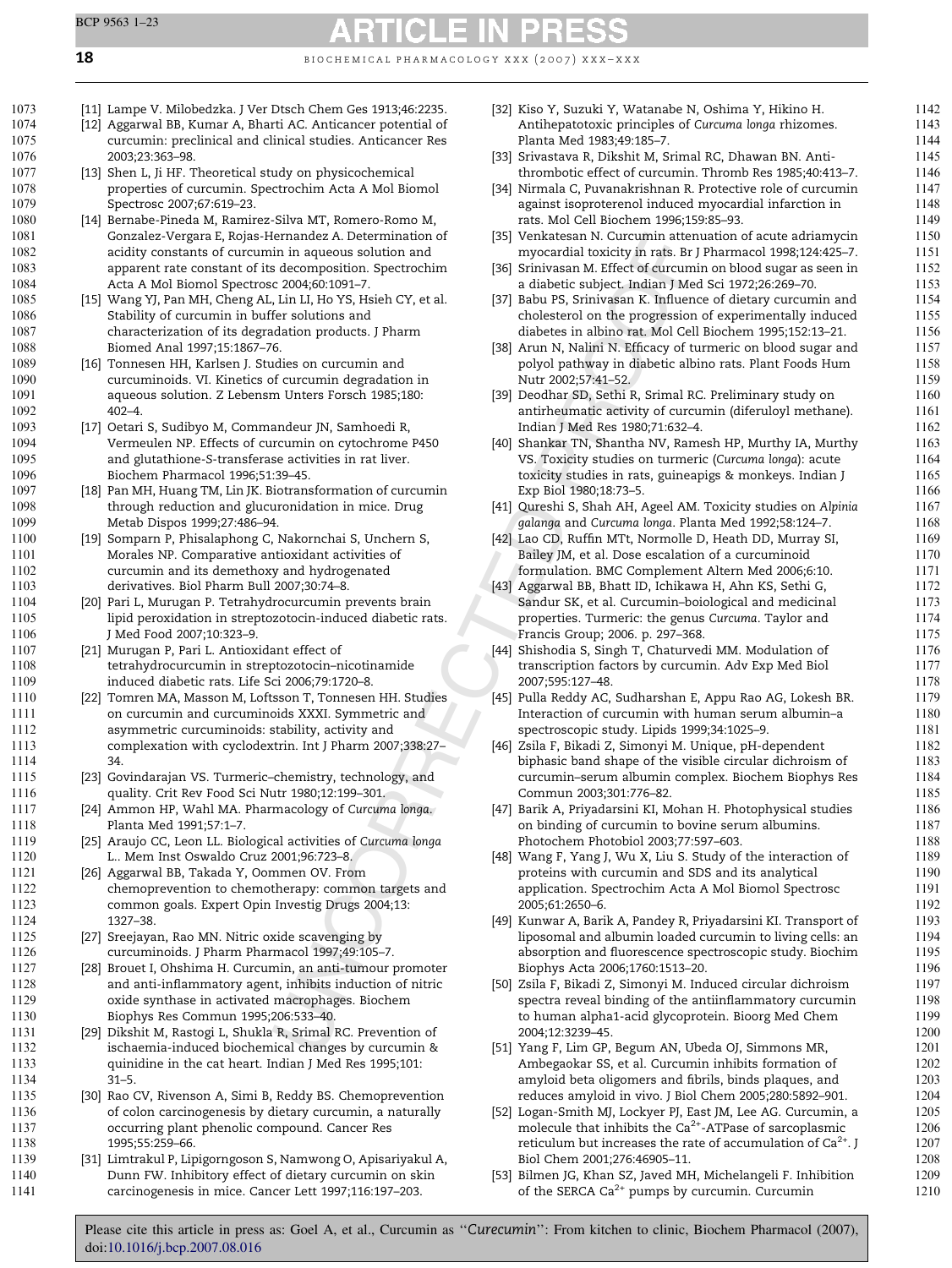[11] Lampe V. Milobedzka. J Ver Dtsch Chem Ges 1913;46:2235.

[12] Aggarwal BB, Kumar A, Bharti AC. Anticancer potential of curcumin: preclinical and clinical studies. Anticancer Res 2003;23:363–98.

[13] Shen L, Ji HF. Theoretical study on physicochemical properties of curcumin. Spectrochim Acta A Mol Biomol Spectrosc 2007;67:619–23.

[14] Bernabe-Pineda M, Ramirez-Silva MT, Romero-Romo M, Gonzalez-Vergara E, Rojas-Hernandez A. Determination of acidity constants of curcumin in aqueous solution and apparent rate constant of its decomposition. Spectrochim Acta A Mol Biomol Spectrosc 2004;60:1091–7.

[15] Wang YJ, Pan MH, Cheng AL, Lin LI, Ho YS, Hsieh CY, et al. Stability of curcumin in buffer solutions and characterization of its degradation products. J Pharm Biomed Anal 1997;15:1867–76.

[16] Tonnesen HH, Karlsen J. Studies on curcumin and curcuminoids. VI. Kinetics of curcumin degradation in aqueous solution. Z Lebensm Unters Forsch 1985;180: 402–4.

[17] Oetari S, Sudibyo M, Commandeur JN, Samhoedi R, Vermeulen NP. Effects of curcumin on cytochrome P450 and glutathione-S-transferase activities in rat liver. Biochem Pharmacol 1996;51:39–45.

[18] Pan MH, Huang TM, Lin JK. Biotransformation of curcumin through reduction and glucuronidation in mice. Drug Metab Dispos 1999;27:486–94.

[19] Somparn P, Phisalaphong C, Nakornchai S, Unchern S, Morales NP. Comparative antioxidant activities of curcumin and its demethoxy and hydrogenated derivatives. Biol Pharm Bull 2007;30:74–8.

[20] Pari L, Murugan P. Tetrahydrocurcumin prevents brain lipid peroxidation in streptozotocin-induced diabetic rats. J Med Food 2007;10:323–9.

[21] Murugan P, Pari L. Antioxidant effect of tetrahydrocurcumin in streptozotocin–nicotinamide induced diabetic rats. Life Sci 2006;79:1720–8.

[22] Tomren MA, Masson M, Loftsson T, Tonnesen HH. Studies on curcumin and curcuminoids XXXI. Symmetric and asymmetric curcuminoids: stability, activity and complexation with cyclodextrin. Int J Pharm 2007;338:27–34.

[23] Govindarajan VS. Turmeric–chemistry, technology, and quality. Crit Rev Food Sci Nutr 1980;12:199–301.

[24] Ammon HP, Wahl MA. Pharmacology of *Curcuma longa*. Planta Med 1991;57:1–7.

[25] Araujo CC, Leon LL. Biological activities of *Curcuma longa* L.. Mem Inst Oswaldo Cruz 2001;96:723–8.

[26] Aggarwal BB, Takada Y, Oommen OV. From chemoprevention to chemotherapy: common targets and common goals. Expert Opin Investig Drugs 2004;13: 1327–38.

[27] Sreejayan, Rao MN. Nitric oxide scavenging by curcuminoids. J Pharm Pharmacol 1997;49:105–7.

[28] Brouet I, Ohshima H. Curcumin, an anti-tumour promoter and anti-inflammatory agent, inhibits induction of nitric oxide synthase in activated macrophages. Biochem Biophys Res Commun 1995;206:533–40.

[29] Dikshit M, Rastogi L, Shukla R, Srimal RC. Prevention of ischaemia-induced biochemical changes by curcumin & quinidine in the cat heart. Indian J Med Res 1995;101: 31–5.

[30] Rao CV, Rivenson A, Simi B, Reddy BS. Chemoprevention of colon carcinogenesis by dietary curcumin, a naturally occurring plant phenolic compound. Cancer Res 1995;55:259–66.

[31] Limtrakul P, Lipigorngoson S, Namwong O, Apisariyakul A, Dunn FW. Inhibitory effect of dietary curcumin on skin carcinogenesis in mice. Cancer Lett 1997;116:197–203.

[32] Kiso Y, Suzuki Y, Watanabe N, Oshima Y, Hikino H. Antihepatotoxic principles of *Curcuma longa* rhizomes. Planta Med 1983;49:185–7.

[33] Srivastava R, Dikshit M, Srimal RC, Dhawan BN. Anti-thrombotic effect of curcumin. Thromb Res 1985;40:413–7.

[34] Nirmala C, Puvanakrishnan R. Protective role of curcumin against isoproterenol induced myocardial infarction in rats. Mol Cell Biochem 1996;159:85–93.

[35] Venkatesan N. Curcumin attenuation of acute adriamycin myocardial toxicity in rats. Br J Pharmacol 1998;124:425–7.

[36] Srinivasan M. Effect of curcumin on blood sugar as seen in a diabetic subject. Indian J Med Sci 1972;26:269–70.

[37] Babu PS, Srinivasan K. Influence of dietary curcumin and cholesterol on the progression of experimentally induced diabetes in albino rat. Mol Cell Biochem 1995;152:13–21.

[38] Arun N, Nalini N. Efficacy of turmeric on blood sugar and polyol pathway in diabetic albino rats. Plant Foods Hum Nutr 2002;57:41–52.

[39] Deodhar SD, Sethi R, Srimal RC. Preliminary study on antirheumatic activity of curcumin (diferuloyl methane). Indian J Med Res 1980;71:632–4.

[40] Shankar TN, Shantha NV, Ramesh HP, Murthy IA, Murthy VS. Toxicity studies on turmeric (*Curcuma longa*): acute toxicity studies in rats, guineapigs & monkeys. Indian J Exp Biol 1980;18:73–5.

[41] Qureshi S, Shah AH, Ageel AM. Toxicity studies on *Alpinia galanga* and *Curcuma longa*. Planta Med 1992;58:124–7.

[42] Lao CD, Ruffin MTt, Normolle D, Heath DD, Murray SI, Bailey JM, et al. Dose escalation of a curcuminoid formulation. BMC Complement Altern Med 2006;6:10.

[43] Aggarwal BB, Bhatt ID, Ichikawa H, Ahn KS, Sethi G, Sandur SK, et al. Curcumin–boiological and medicinal properties. Turmeric: the genus *Curcuma*. Taylor and Francis Group; 2006. p. 297–368.

[44] Shishodia S, Singh T, Chaturvedi MM. Modulation of transcription factors by curcumin. Adv Exp Med Biol 2007;595:127–48.

[45] Pulla Reddy AC, Sudharshan E, Appu Rao AG, Lokesh BR. Interaction of curcumin with human serum albumin–a spectroscopic study. Lipids 1999;34:1025–9.

[46] Zsila F, Bikadi Z, Simonyi M. Unique, pH-dependent biphasic band shape of the visible circular dichroism of curcumin–serum albumin complex. Biochem Biophys Res Commun 2003;301:776–82.

[47] Barik A, Priyadarsini KI, Mohan H. Photophysical studies on binding of curcumin to bovine serum albumins. Photochem Photobiol 2003;77:597–603.

[48] Wang F, Yang J, Wu X, Liu S. Study of the interaction of proteins with curcumin and SDS and its analytical application. Spectrochim Acta A Mol Biomol Spectrosc 2005;61:2650–6.

[49] Kunwar A, Barik A, Pandey R, Priyadarsini KI. Transport of liposomal and albumin loaded curcumin to living cells: an absorption and fluorescence spectroscopic study. Biochim Biophys Acta 2006;1760:1513–20.

[50] Zsila F, Bikadi Z, Simonyi M. Induced circular dichroism spectra reveal binding of the antiinflammatory curcumin to human alpha1-acid glycoprotein. Bioorg Med Chem 2004;12:3239–45.

[51] Yang F, Lim GP, Begum AN, Ubeda OJ, Simmons MR, Ambegaokar SS, et al. Curcumin inhibits formation of amyloid beta oligomers and fibrils, binds plaques, and reduces amyloid in vivo. J Biol Chem 2005;280:5892–901.

[52] Logan-Smith MJ, Lockyer PJ, East JM, Lee AG. Curcumin, a molecule that inhibits the $Ca^{2+}$-ATPase of sarcoplasmic reticulum but increases the rate of accumulation of $Ca^{2+}$. J Biol Chem 2001;276:46905–11.

[53] Bilmen JG, Khan SZ, Javed MH, Michelangeli F. Inhibition of the SERCA $Ca^{2+}$ pumps by curcumin. Curcumin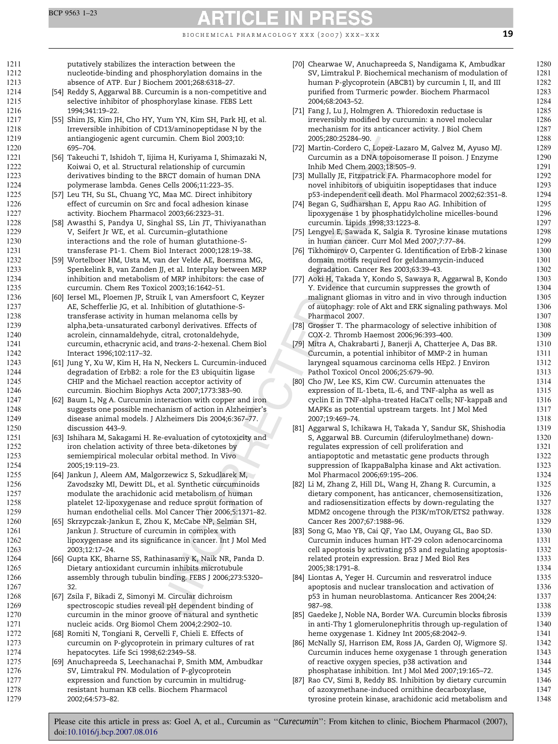putatively stabilizes the interaction between the nucleotide-binding and phosphorylation domains in the absence of ATP. Eur J Biochem 2001;268:6318–27.

[54] Reddy S, Aggarwal BB. Curcumin is a non-competitive and selective inhibitor of phosphorylase kinase. FEBS Lett 1994;341:19–22.

[55] Shim JS, Kim JH, Cho HY, Yum YN, Kim SH, Park HJ, et al. Irreversible inhibition of CD13/aminopeptidase N by the antiangiogenic agent curcumin. Chem Biol 2003;10:695–704.

[56] Takeuchi T, Ishidoh T, Iijima H, Kuriyama I, Shimazaki N, Koiwai O, et al. Structural relationship of curcumin derivatives binding to the BRCT domain of human DNA polymerase lambda. Genes Cells 2006;11:223–35.

[57] Leu TH, Su SL, Chuang YC, Maa MC. Direct inhibitory effect of curcumin on Src and focal adhesion kinase activity. Biochem Pharmacol 2003;66:2323–31.

[58] Awasthi S, Pandya U, Singhal SS, Lin JT, Thiviyanathan V, Seifert Jr WE, et al. Curcumin–glutathione interactions and the role of human glutathione-S-transferase P1-1. Chem Biol Interact 2000;128:19–38.

[59] Wortelboer HM, Usta M, van der Velde AE, Boersma MG, Spenkelink B, van Zanden JJ, et al. Interplay between MRP inhibition and metabolism of MRP inhibitors: the case of curcumin. Chem Res Toxicol 2003;16:1642–51.

[60] Iersel ML, Ploemen JP, Struik I, van Amersfoort C, Keyzer AE, Schefferlie JG, et al. Inhibition of glutathione-S-transferase activity in human melanoma cells by alpha,beta-unsaturated carbonyl derivatives. Effects of acrolein, cinnamaldehyde, citral, crotonaldehyde, curcumin, ethacrynic acid, and *trans*-2-hexenal. Chem Biol Interact 1996;102:117–32.

[61] Jung Y, Xu W, Kim H, Ha N, Neckers L. Curcumin-induced degradation of ErbB2: a role for the E3 ubiquitin ligase CHIP and the Michael reaction acceptor activity of curcumin. Biochim Biophys Acta 2007;1773:383–90.

[62] Baum L, Ng A. Curcumin interaction with copper and iron suggests one possible mechanism of action in Alzheimer's disease animal models. J Alzheimers Dis 2004;6:367–77. discussion 443–9.

[63] Ishihara M, Sakagami H. Re-evaluation of cytotoxicity and iron chelation activity of three beta-diketones by semiempirical molecular orbital method. In Vivo 2005;19:119–23.

[64] Jankun J, Aleem AM, Malgorzewicz S, Szkudlarek M, Zavodszky MI, Dewitt DL, et al. Synthetic curcuminoids modulate the arachidonic acid metabolism of human platelet 12-lipoxygenase and reduce sprout formation of human endothelial cells. Mol Cancer Ther 2006;5:1371–82.

[65] Skrzypczak-Jankun E, Zhou K, McCabe NP, Selman SH, Jankun J. Structure of curcumin in complex with lipoxygenase and its significance in cancer. Int J Mol Med 2003;12:17–24.

[66] Gupta KK, Bharne SS, Rathinasamy K, Naik NR, Panda D. Dietary antioxidant curcumin inhibits microtubule assembly through tubulin binding. FEBS J 2006;273:5320–32.

[67] Zsila F, Bikadi Z, Simonyi M. Circular dichroism spectroscopic studies reveal pH dependent binding of curcumin in the minor groove of natural and synthetic nucleic acids. Org Biomol Chem 2004;2:2902–10.

[68] Romiti N, Tongiani R, Cervelli F, Chieli E. Effects of curcumin on P-glycoprotein in primary cultures of rat hepatocytes. Life Sci 1998;62:2349–58.

[69] Anuchapreeda S, Leechanachai P, Smith MM, Ambudkar SV, Limtrakul PN. Modulation of P-glycoprotein expression and function by curcumin in multidrug-resistant human KB cells. Biochem Pharmacol 2002;64:573–82.

[70] Chearwae W, Anuchapreeda S, Nandigama K, Ambudkar SV, Limtrakul P. Biochemical mechanism of modulation of human P-glycoprotein (ABCB1) by curcumin I, II, and III purified from Turmeric powder. Biochem Pharmacol 2004;68:2043–52.

[71] Fang J, Lu J, Holmgren A. Thioredoxin reductase is irreversibly modified by curcumin: a novel molecular mechanism for its anticancer activity. J Biol Chem 2005;280:25284–90.

[72] Martin-Cordero C, Lopez-Lazaro M, Galvez M, Ayuso MJ. Curcumin as a DNA topoisomerase II poison. J Enzyme Inhib Med Chem 2003;18:505–9.

[73] Mullally JE, Fitzpatrick FA. Pharmacophore model for novel inhibitors of ubiquitin isopeptidases that induce p53-independent cell death. Mol Pharmacol 2002;62:351–8.

[74] Began G, Sudharshan E, Appu Rao AG. Inhibition of lipoxygenase 1 by phosphatidylcholine micelles-bound curcumin. Lipids 1998;33:1223–8.

[75] Lengyel E, Sawada K, Salgia R. Tyrosine kinase mutations in human cancer. Curr Mol Med 2007;7:77–84.

[76] Tikhomirov O, Carpenter G. Identification of ErbB-2 kinase domain motifs required for geldanamycin-induced degradation. Cancer Res 2003;63:39–43.

[77] Aoki H, Takada Y, Kondo S, Sawaya R, Aggarwal B, Kondo Y. Evidence that curcumin suppresses the growth of malignant gliomas in vitro and in vivo through induction of autophagy: role of Akt and ERK signaling pathways. Mol Pharmacol 2007.

[78] Grosser T. The pharmacology of selective inhibition of COX-2. Thromb Haemost 2006;96:393–400.

[79] Mitra A, Chakrabarti J, Banerji A, Chatterjee A, Das BR. Curcumin, a potential inhibitor of MMP-2 in human laryngeal squamous carcinoma cells HEp2. J Environ Pathol Toxicol Oncol 2006;25:679–90.

[80] Cho JW, Lee KS, Kim CW. Curcumin attenuates the expression of IL-1beta, IL-6, and TNF-alpha as well as cyclin E in TNF-alpha-treated HaCaT cells; NF-kappaB and MAPKs as potential upstream targets. Int J Mol Med 2007;19:469–74.

[81] Aggarwal S, Ichikawa H, Takada Y, Sandur SK, Shishodia S, Aggarwal BB. Curcumin (diferuloylmethane) down-regulates expression of cell proliferation and antiapoptotic and metastatic gene products through suppression of IkappaBalpha kinase and Akt activation. Mol Pharmacol 2006;69:195–206.

[82] Li M, Zhang Z, Hill DL, Wang H, Zhang R. Curcumin, a dietary component, has anticancer, chemosensitization, and radiosensitization effects by down-regulating the MDM2 oncogene through the PI3K/mTOR/ETS2 pathway. Cancer Res 2007;67:1988–96.

[83] Song G, Mao YB, Cai QF, Yao LM, Ouyang GL, Bao SD. Curcumin induces human HT-29 colon adenocarcinoma cell apoptosis by activating p53 and regulating apoptosis-related protein expression. Braz J Med Biol Res 2005;38:1791–8.

[84] Liontas A, Yeger H. Curcumin and resveratrol induce apoptosis and nuclear translocation and activation of p53 in human neuroblastoma. Anticancer Res 2004;24:987–98.

[85] Gaedeke J, Noble NA, Border WA. Curcumin blocks fibrosis in anti-Thy 1 glomerulonephritis through up-regulation of heme oxygenase 1. Kidney Int 2005;68:2042–9.

[86] McNally SJ, Harrison EM, Ross JA, Garden OJ, Wigmore SJ. Curcumin induces heme oxygenase 1 through generation of reactive oxygen species, p38 activation and phosphatase inhibition. Int J Mol Med 2007;19:165–72.

[87] Rao CV, Simi B, Reddy BS. Inhibition by dietary curcumin of azoxymethane-induced ornithine decarboxylase, tyrosine protein kinase, arachidonic acid metabolism and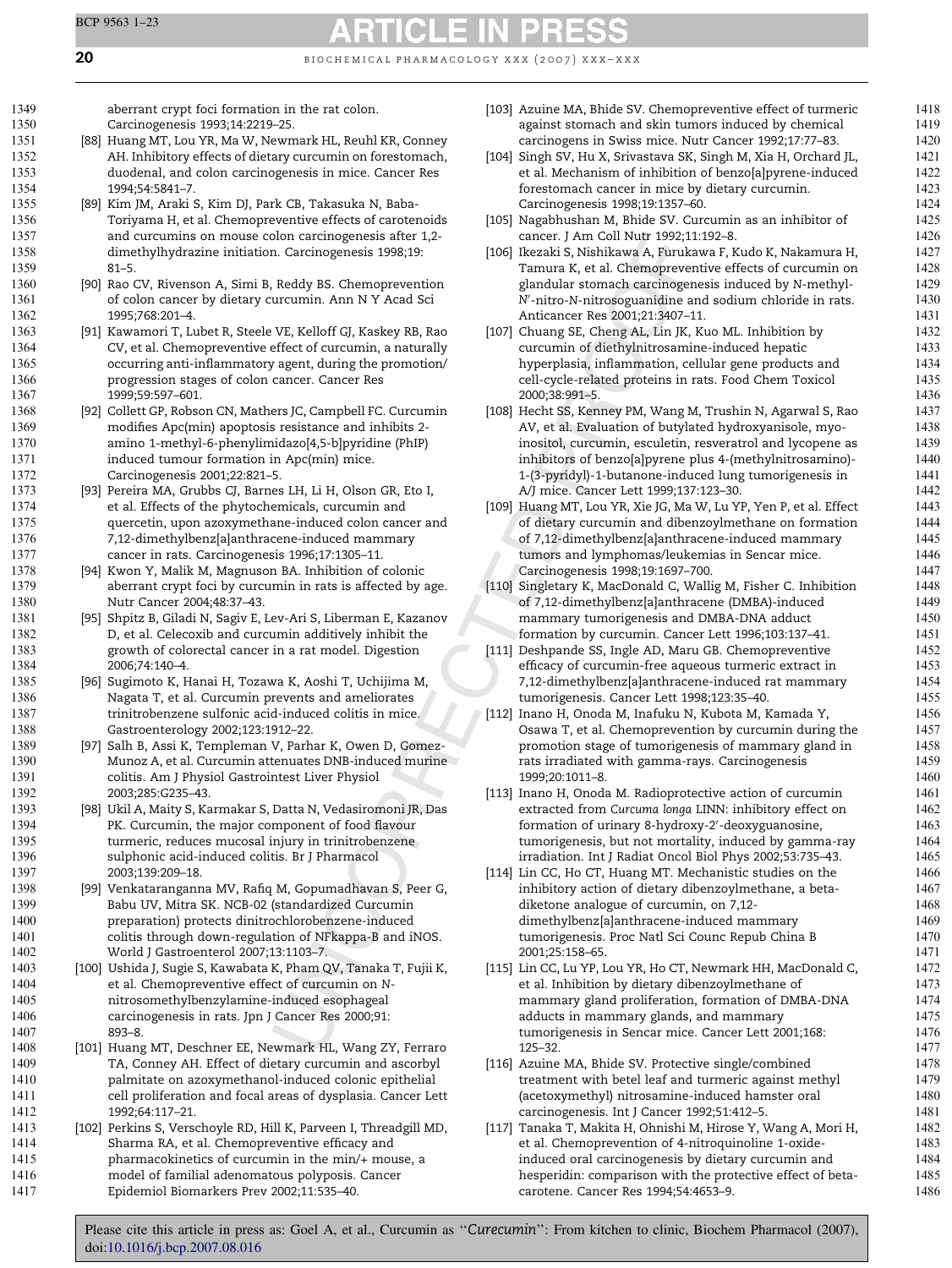aberrant crypt foci formation in the rat colon. Carcinogenesis 1993;14:2219–25.

[88] Huang MT, Lou YR, Ma W, Newmark HL, Reuhl KR, Conney AH. Inhibitory effects of dietary curcumin on forestomach, duodenal, and colon carcinogenesis in mice. Cancer Res 1994;54:5841–7.

[89] Kim JM, Araki S, Kim DJ, Park CB, Takasuka N, Baba-Toriyama H, et al. Chemopreventive effects of carotenoids and curcumins on mouse colon carcinogenesis after 1,2-dimethylhydrazine initiation. Carcinogenesis 1998;19: 81–5.

[90] Rao CV, Rivenson A, Simi B, Reddy BS. Chemoprevention of colon cancer by dietary curcumin. Ann N Y Acad Sci 1995;768:201–4.

[91] Kawamori T, Lubet R, Steele VE, Kelloff GJ, Kaskey RB, Rao CV, et al. Chemopreventive effect of curcumin, a naturally occurring anti-inflammatory agent, during the promotion/progression stages of colon cancer. Cancer Res 1999;59:597–601.

[92] Collett GP, Robson CN, Mathers JC, Campbell FC. Curcumin modifies Apc(min) apoptosis resistance and inhibits 2-amino 1-methyl-6-phenylimidazo[4,5-b]pyridine (PhIP) induced tumour formation in Apc(min) mice. Carcinogenesis 2001;22:821–5.

[93] Pereira MA, Grubbs CJ, Barnes LH, Li H, Olson GR, Eto I, et al. Effects of the phytochemicals, curcumin and quercetin, upon azoxymethane-induced colon cancer and 7,12-dimethylbenz[a]anthracene-induced mammary cancer in rats. Carcinogenesis 1996;17:1305–11.

[94] Kwon Y, Malik M, Magnuson BA. Inhibition of colonic aberrant crypt foci by curcumin in rats is affected by age. Nutr Cancer 2004;48:37–43.

[95] Shpitz B, Giladi N, Sagiv E, Lev-Ari S, Liberman E, Kazanov D, et al. Celecoxib and curcumin additively inhibit the growth of colorectal cancer in a rat model. Digestion 2006;74:140–4.

[96] Sugimoto K, Hanai H, Tozawa K, Aoshi T, Uchijima M, Nagata T, et al. Curcumin prevents and ameliorates trinitrobenzene sulfonic acid-induced colitis in mice. Gastroenterology 2002;123:1912–22.

[97] Salh B, Assi K, Templeman V, Parhar K, Owen D, Gomez-Munoz A, et al. Curcumin attenuates DNB-induced murine colitis. Am J Physiol Gastrointest Liver Physiol 2003;285:G235–43.

[98] Ukil A, Maity S, Karmakar S, Datta N, Vedasiromoni JR, Das PK. Curcumin, the major component of food flavour turmeric, reduces mucosal injury in trinitrobenzene sulphonic acid-induced colitis. Br J Pharmacol 2003;139:209–18.

[99] Venkataranganna MV, Rafiq M, Gopumadhavan S, Peer G, Babu UV, Mitra SK. NCB-02 (standardized Curcumin preparation) protects dinitrochlorobenzene-induced colitis through down-regulation of NFkappa-B and iNOS. World J Gastroenterol 2007;13:1103–7.

[100] Ushida J, Sugie S, Kawabata K, Pham QV, Tanaka T, Fujii K, et al. Chemopreventive effect of curcumin on N-nitrosomethylbenzylamine-induced esophageal carcinogenesis in rats. Jpn J Cancer Res 2000;91: 893–8.

[101] Huang MT, Deschner EE, Newmark HL, Wang ZY, Ferraro TA, Conney AH. Effect of dietary curcumin and ascorbyl palmitate on azoxymethanol-induced colonic epithelial cell proliferation and focal areas of dysplasia. Cancer Lett 1992;64:117–21.

[102] Perkins S, Verschoyle RD, Hill K, Parveen I, Threadgill MD, Sharma RA, et al. Chemopreventive efficacy and pharmacokinetics of curcumin in the min/+ mouse, a model of familial adenomatous polyposis. Cancer Epidemiol Biomarkers Prev 2002;11:535–40.

[103] Azuine MA, Bhide SV. Chemopreventive effect of turmeric against stomach and skin tumors induced by chemical carcinogens in Swiss mice. Nutr Cancer 1992;17:77–83.

[104] Singh SV, Hu X, Srivastava SK, Singh M, Xia H, Orchard JL, et al. Mechanism of inhibition of benzo[a]pyrene-induced forestomach cancer in mice by dietary curcumin. Carcinogenesis 1998;19:1357–60.

[105] Nagabhushan M, Bhide SV. Curcumin as an inhibitor of cancer. J Am Coll Nutr 1992;11:192–8.

[106] Ikezaki S, Nishikawa A, Furukawa F, Kudo K, Nakamura H, Tamura K, et al. Chemopreventive effects of curcumin on glandular stomach carcinogenesis induced by N-methyl-N′-nitro-N-nitrosoguanidine and sodium chloride in rats. Anticancer Res 2001;21:3407–11.

[107] Chuang SE, Cheng AL, Lin JK, Kuo ML. Inhibition by curcumin of diethylnitrosamine-induced hepatic hyperplasia, inflammation, cellular gene products and cell-cycle-related proteins in rats. Food Chem Toxicol 2000;38:991–5.

[108] Hecht SS, Kenney PM, Wang M, Trushin N, Agarwal S, Rao AV, et al. Evaluation of butylated hydroxyanisole, myo-inositol, curcumin, esculetin, resveratrol and lycopene as inhibitors of benzo[a]pyrene plus 4-(methylnitrosamino)-1-(3-pyridyl)-1-butanone-induced lung tumorigenesis in A/J mice. Cancer Lett 1999;137:123–30.

[109] Huang MT, Lou YR, Xie JG, Ma W, Lu YP, Yen P, et al. Effect of dietary curcumin and dibenzoylmethane on formation of 7,12-dimethylbenz[a]anthracene-induced mammary tumors and lymphomas/leukemias in Sencar mice. Carcinogenesis 1998;19:1697–700.

[110] Singletary K, MacDonald C, Wallig M, Fisher C. Inhibition of 7,12-dimethylbenz[a]anthracene (DMBA)-induced mammary tumorigenesis and DMBA-DNA adduct formation by curcumin. Cancer Lett 1996;103:137–41.

[111] Deshpande SS, Ingle AD, Maru GB. Chemopreventive efficacy of curcumin-free aqueous turmeric extract in 7,12-dimethylbenz[a]anthracene-induced rat mammary tumorigenesis. Cancer Lett 1998;123:35–40.

[112] Inano H, Onoda M, Inafuku N, Kubota M, Kamada Y, Osawa T, et al. Chemoprevention by curcumin during the promotion stage of tumorigenesis of mammary gland in rats irradiated with gamma-rays. Carcinogenesis 1999;20:1011–8.

[113] Inano H, Onoda M. Radioprotective action of curcumin extracted from *Curcuma longa* LINN: inhibitory effect on formation of urinary 8-hydroxy-2′-deoxyguanosine, tumorigenesis, but not mortality, induced by gamma-ray irradiation. Int J Radiat Oncol Biol Phys 2002;53:735–43.

[114] Lin CC, Ho CT, Huang MT. Mechanistic studies on the inhibitory action of dietary dibenzoylmethane, a beta-diketone analogue of curcumin, on 7,12-dimethylbenz[a]anthracene-induced mammary tumorigenesis. Proc Natl Sci Counc Repub China B 2001;25:158–65.

[115] Lin CC, Lu YP, Lou YR, Ho CT, Newmark HH, MacDonald C, et al. Inhibition by dietary dibenzoylmethane of mammary gland proliferation, formation of DMBA-DNA adducts in mammary glands, and mammary tumorigenesis in Sencar mice. Cancer Lett 2001;168: 125–32.

[116] Azuine MA, Bhide SV. Protective single/combined treatment with betel leaf and turmeric against methyl (acetoxymethyl) nitrosamine-induced hamster oral carcinogenesis. Int J Cancer 1992;51:412–5.

[117] Tanaka T, Makita H, Ohnishi M, Hirose Y, Wang A, Mori H, et al. Chemoprevention of 4-nitroquinoline 1-oxide-induced oral carcinogenesis by dietary curcumin and hesperidin: comparison with the protective effect of beta-carotene. Cancer Res 1994;54:4653–9.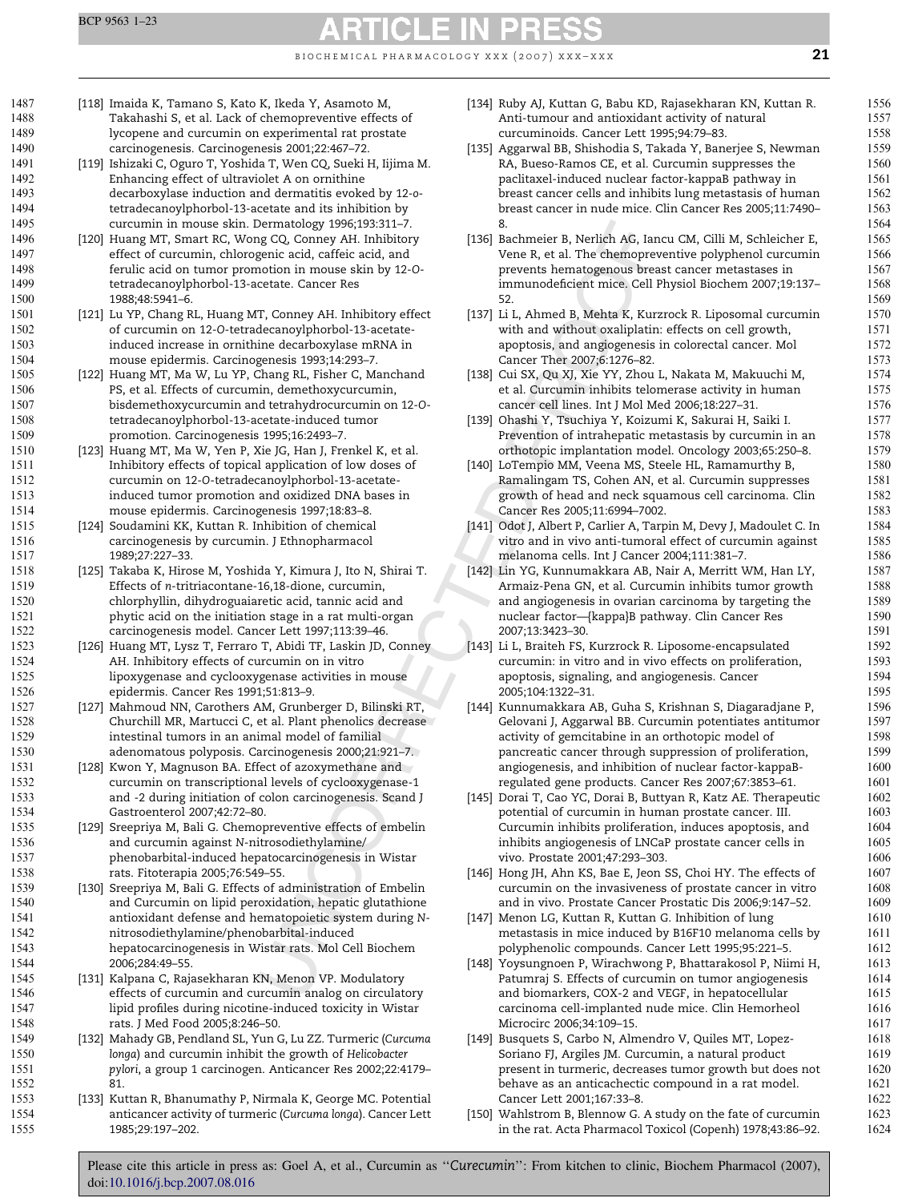[118] Imaida K, Tamano S, Kato K, Ikeda Y, Asamoto M, Takahashi S, et al. Lack of chemopreventive effects of lycopene and curcumin on experimental rat prostate carcinogenesis. Carcinogenesis 2001;22:467–72.

[119] Ishizaki C, Oguro T, Yoshida T, Wen CQ, Sueki H, Iijima M. Enhancing effect of ultraviolet A on ornithine decarboxylase induction and dermatitis evoked by 12-*o*-tetradecanoylphorbol-13-acetate and its inhibition by curcumin in mouse skin. Dermatology 1996;193:311–7.

[120] Huang MT, Smart RC, Wong CQ, Conney AH. Inhibitory effect of curcumin, chlorogenic acid, caffeic acid, and ferulic acid on tumor promotion in mouse skin by 12-*O*-tetradecanoylphorbol-13-acetate. Cancer Res 1988;48:5941–6.

[121] Lu YP, Chang RL, Huang MT, Conney AH. Inhibitory effect of curcumin on 12-*O*-tetradecanoylphorbol-13-acetate-induced increase in ornithine decarboxylase mRNA in mouse epidermis. Carcinogenesis 1993;14:293–7.

[122] Huang MT, Ma W, Lu YP, Chang RL, Fisher C, Manchand PS, et al. Effects of curcumin, demethoxycurcumin, bisdemethoxycurcumin and tetrahydrocurcumin on 12-*O*-tetradecanoylphorbol-13-acetate-induced tumor promotion. Carcinogenesis 1995;16:2493–7.

[123] Huang MT, Ma W, Yen P, Xie JG, Han J, Frenkel K, et al. Inhibitory effects of topical application of low doses of curcumin on 12-*O*-tetradecanoylphorbol-13-acetate-induced tumor promotion and oxidized DNA bases in mouse epidermis. Carcinogenesis 1997;18:83–8.

[124] Soudamini KK, Kuttan R. Inhibition of chemical carcinogenesis by curcumin. J Ethnopharmacol 1989;27:227–33.

[125] Takaba K, Hirose M, Yoshida Y, Kimura J, Ito N, Shirai T. Effects of *n*-tritriacontane-16,18-dione, curcumin, chlorphyllin, dihydroguaiaretic acid, tannic acid and phytic acid on the initiation stage in a rat multi-organ carcinogenesis model. Cancer Lett 1997;113:39–46.

[126] Huang MT, Lysz T, Ferraro T, Abidi TF, Laskin JD, Conney AH. Inhibitory effects of curcumin on in vitro lipoxygenase and cyclooxygenase activities in mouse epidermis. Cancer Res 1991;51:813–9.

[127] Mahmoud NN, Carothers AM, Grunberger D, Bilinski RT, Churchill MR, Martucci C, et al. Plant phenolics decrease intestinal tumors in an animal model of familial adenomatous polyposis. Carcinogenesis 2000;21:921–7.

[128] Kwon Y, Magnuson BA. Effect of azoxymethane and curcumin on transcriptional levels of cyclooxygenase-1 and -2 during initiation of colon carcinogenesis. Scand J Gastroenterol 2007;42:72–80.

[129] Sreepriya M, Bali G. Chemopreventive effects of embelin and curcumin against *N*-nitrosodiethylamine/phenobarbital-induced hepatocarcinogenesis in Wistar rats. Fitoterapia 2005;76:549–55.

[130] Sreepriya M, Bali G. Effects of administration of Embelin and Curcumin on lipid peroxidation, hepatic glutathione antioxidant defense and hematopoietic system during *N*-nitrosodiethylamine/phenobarbital-induced hepatocarcinogenesis in Wistar rats. Mol Cell Biochem 2006;284:49–55.

[131] Kalpana C, Rajasekharan KN, Menon VP. Modulatory effects of curcumin and curcumin analog on circulatory lipid profiles during nicotine-induced toxicity in Wistar rats. J Med Food 2005;8:246–50.

[132] Mahady GB, Pendland SL, Yun G, Lu ZZ. Turmeric (*Curcuma longa*) and curcumin inhibit the growth of *Helicobacter pylori*, a group 1 carcinogen. Anticancer Res 2002;22:4179–81.

[133] Kuttan R, Bhanumathy P, Nirmala K, George MC. Potential anticancer activity of turmeric (*Curcuma longa*). Cancer Lett 1985;29:197–202.

[134] Ruby AJ, Kuttan G, Babu KD, Rajasekharan KN, Kuttan R. Anti-tumour and antioxidant activity of natural curcuminoids. Cancer Lett 1995;94:79–83.

[135] Aggarwal BB, Shishodia S, Takada Y, Banerjee S, Newman RA, Bueso-Ramos CE, et al. Curcumin suppresses the paclitaxel-induced nuclear factor-kappaB pathway in breast cancer cells and inhibits lung metastasis of human breast cancer in nude mice. Clin Cancer Res 2005;11:7490–8.

[136] Bachmeier B, Nerlich AG, Iancu CM, Cilli M, Schleicher E, Vene R, et al. The chemopreventive polyphenol curcumin prevents hematogenous breast cancer metastases in immunodeficient mice. Cell Physiol Biochem 2007;19:137–52.

[137] Li L, Ahmed B, Mehta K, Kurzrock R. Liposomal curcumin with and without oxaliplatin: effects on cell growth, apoptosis, and angiogenesis in colorectal cancer. Mol Cancer Ther 2007;6:1276–82.

[138] Cui SX, Qu XJ, Xie YY, Zhou L, Nakata M, Makuuchi M, et al. Curcumin inhibits telomerase activity in human cancer cell lines. Int J Mol Med 2006;18:227–31.

[139] Ohashi Y, Tsuchiya Y, Koizumi K, Sakurai H, Saiki I. Prevention of intrahepatic metastasis by curcumin in an orthotopic implantation model. Oncology 2003;65:250–8.

[140] LoTempio MM, Veena MS, Steele HL, Ramamurthy B, Ramalingam TS, Cohen AN, et al. Curcumin suppresses growth of head and neck squamous cell carcinoma. Clin Cancer Res 2005;11:6994–7002.

[141] Odot J, Albert P, Carlier A, Tarpin M, Devy J, Madoulet C. In vitro and in vivo anti-tumoral effect of curcumin against melanoma cells. Int J Cancer 2004;111:381–7.

[142] Lin YG, Kunnumakkara AB, Nair A, Merritt WM, Han LY, Armaiz-Pena GN, et al. Curcumin inhibits tumor growth and angiogenesis in ovarian carcinoma by targeting the nuclear factor—{kappa}B pathway. Clin Cancer Res 2007;13:3423–30.

[143] Li L, Braiteh FS, Kurzrock R. Liposome-encapsulated curcumin: in vitro and in vivo effects on proliferation, apoptosis, signaling, and angiogenesis. Cancer 2005;104:1322–31.

[144] Kunnumakkara AB, Guha S, Krishnan S, Diagaradjane P, Gelovani J, Aggarwal BB. Curcumin potentiates antitumor activity of gemcitabine in an orthotopic model of pancreatic cancer through suppression of proliferation, angiogenesis, and inhibition of nuclear factor-kappaB-regulated gene products. Cancer Res 2007;67:3853–61.

[145] Dorai T, Cao YC, Dorai B, Buttyan R, Katz AE. Therapeutic potential of curcumin in human prostate cancer. III. Curcumin inhibits proliferation, induces apoptosis, and inhibits angiogenesis of LNCaP prostate cancer cells in vivo. Prostate 2001;47:293–303.

[146] Hong JH, Ahn KS, Bae E, Jeon SS, Choi HY. The effects of curcumin on the invasiveness of prostate cancer in vitro and in vivo. Prostate Cancer Prostatic Dis 2006;9:147–52.

[147] Menon LG, Kuttan R, Kuttan G. Inhibition of lung metastasis in mice induced by B16F10 melanoma cells by polyphenolic compounds. Cancer Lett 1995;95:221–5.

[148] Yoysungnoen P, Wirachwong P, Bhattarakosol P, Niimi H, Patumraj S. Effects of curcumin on tumor angiogenesis and biomarkers, COX-2 and VEGF, in hepatocellular carcinoma cell-implanted nude mice. Clin Hemorheol Microcirc 2006;34:109–15.

[149] Busquets S, Carbo N, Almendro V, Quiles MT, Lopez-Soriano FJ, Argiles JM. Curcumin, a natural product present in turmeric, decreases tumor growth but does not behave as an anticachectic compound in a rat model. Cancer Lett 2001;167:33–8.

[150] Wahlstrom B, Blennow G. A study on the fate of curcumin in the rat. Acta Pharmacol Toxicol (Copenh) 1978;43:86–92.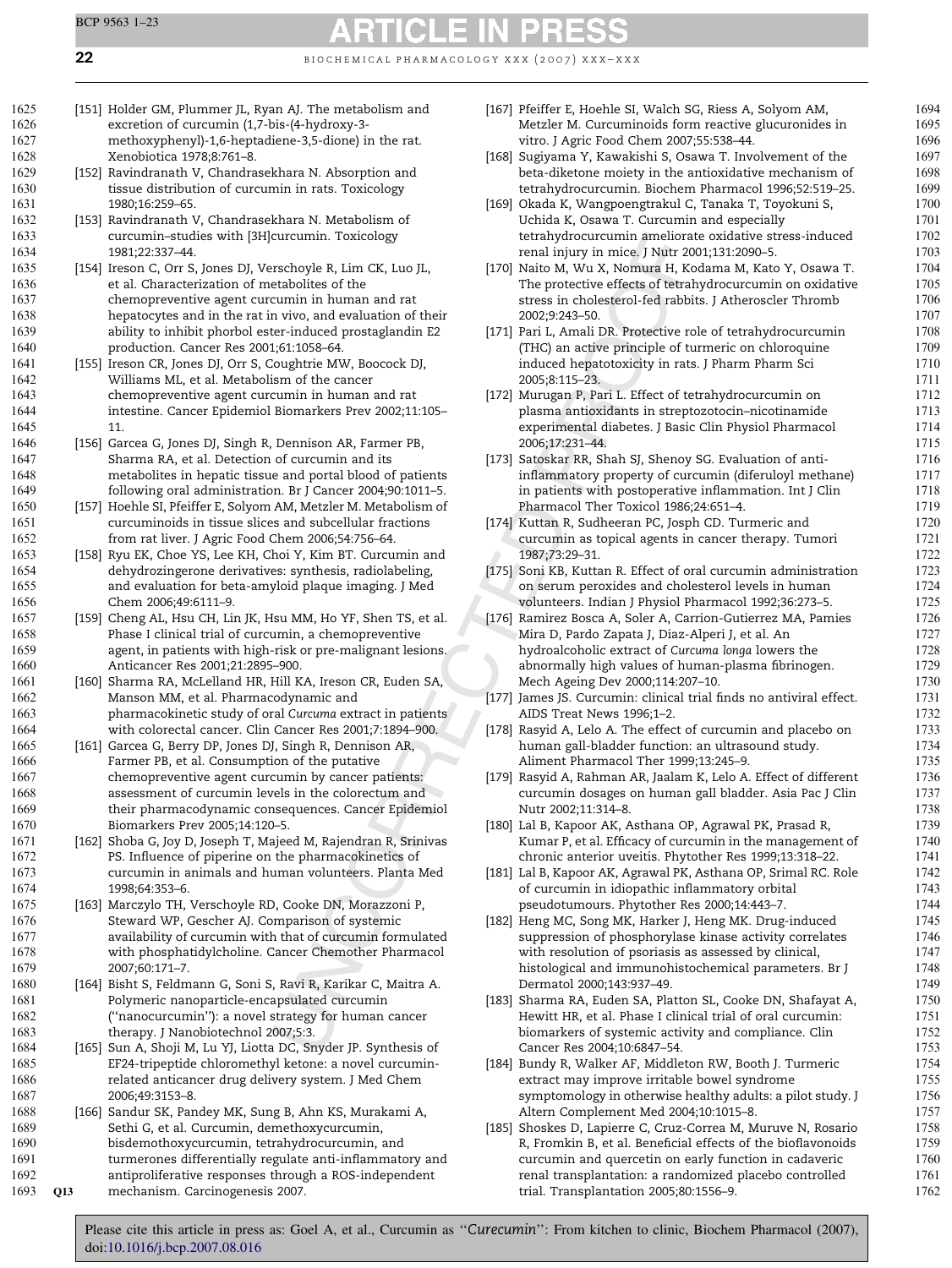[151] Holder GM, Plummer JL, Ryan AJ. The metabolism and excretion of curcumin (1,7-bis-(4-hydroxy-3-methoxyphenyl)-1,6-heptadiene-3,5-dione) in the rat. Xenobiotica 1978;8:761–8.

[152] Ravindranath V, Chandrasekhara N. Absorption and tissue distribution of curcumin in rats. Toxicology 1980;16:259–65.

[153] Ravindranath V, Chandrasekhara N. Metabolism of curcumin–studies with [3H]curcumin. Toxicology 1981;22:337–44.

[154] Ireson C, Orr S, Jones DJ, Verschoyle R, Lim CK, Luo JL, et al. Characterization of metabolites of the chemopreventive agent curcumin in human and rat hepatocytes and in the rat in vivo, and evaluation of their ability to inhibit phorbol ester-induced prostaglandin E2 production. Cancer Res 2001;61:1058–64.

[155] Ireson CR, Jones DJ, Orr S, Coughtrie MW, Boocock DJ, Williams ML, et al. Metabolism of the cancer chemopreventive agent curcumin in human and rat intestine. Cancer Epidemiol Biomarkers Prev 2002;11:105–11.

[156] Garcea G, Jones DJ, Singh R, Dennison AR, Farmer PB, Sharma RA, et al. Detection of curcumin and its metabolites in hepatic tissue and portal blood of patients following oral administration. Br J Cancer 2004;90:1011–5.

[157] Hoehle SI, Pfeiffer E, Solyom AM, Metzler M. Metabolism of curcuminoids in tissue slices and subcellular fractions from rat liver. J Agric Food Chem 2006;54:756–64.

[158] Ryu EK, Choe YS, Lee KH, Choi Y, Kim BT. Curcumin and dehydrozingerone derivatives: synthesis, radiolabeling, and evaluation for beta-amyloid plaque imaging. J Med Chem 2006;49:6111–9.

[159] Cheng AL, Hsu CH, Lin JK, Hsu MM, Ho YF, Shen TS, et al. Phase I clinical trial of curcumin, a chemopreventive agent, in patients with high-risk or pre-malignant lesions. Anticancer Res 2001;21:2895–900.

[160] Sharma RA, McLelland HR, Hill KA, Ireson CR, Euden SA, Manson MM, et al. Pharmacodynamic and pharmacokinetic study of oral *Curcuma* extract in patients with colorectal cancer. Clin Cancer Res 2001;7:1894–900.

[161] Garcea G, Berry DP, Jones DJ, Singh R, Dennison AR, Farmer PB, et al. Consumption of the putative chemopreventive agent curcumin by cancer patients: assessment of curcumin levels in the colorectum and their pharmacodynamic consequences. Cancer Epidemiol Biomarkers Prev 2005;14:120–5.

[162] Shoba G, Joy D, Joseph T, Majeed M, Rajendran R, Srinivas PS. Influence of piperine on the pharmacokinetics of curcumin in animals and human volunteers. Planta Med 1998;64:353–6.

[163] Marczylo TH, Verschoyle RD, Cooke DN, Morazzoni P, Steward WP, Gescher AJ. Comparison of systemic availability of curcumin with that of curcumin formulated with phosphatidylcholine. Cancer Chemother Pharmacol 2007;60:171–7.

[164] Bisht S, Feldmann G, Soni S, Ravi R, Karikar C, Maitra A. Polymeric nanoparticle-encapsulated curcumin ("nanocurcumin"): a novel strategy for human cancer therapy. J Nanobiotechnol 2007;5:3.

[165] Sun A, Shoji M, Lu YJ, Liotta DC, Snyder JP. Synthesis of EF24-tripeptide chloromethyl ketone: a novel curcumin-related anticancer drug delivery system. J Med Chem 2006;49:3153–8.

[166] Sandur SK, Pandey MK, Sung B, Ahn KS, Murakami A, Sethi G, et al. Curcumin, demethoxycurcumin, bisdemethoxycurcumin, tetrahydrocurcumin, and turmerones differentially regulate anti-inflammatory and antiproliferative responses through a ROS-independent mechanism. Carcinogenesis 2007.

[167] Pfeiffer E, Hoehle SI, Walch SG, Riess A, Solyom AM, Metzler M. Curcuminoids form reactive glucuronides in vitro. J Agric Food Chem 2007;55:538–44.

[168] Sugiyama Y, Kawakishi S, Osawa T. Involvement of the beta-diketone moiety in the antioxidative mechanism of tetrahydrocurcumin. Biochem Pharmacol 1996;52:519–25.

[169] Okada K, Wangpoengtrakul C, Tanaka T, Toyokuni S, Uchida K, Osawa T. Curcumin and especially tetrahydrocurcumin ameliorate oxidative stress-induced renal injury in mice. J Nutr 2001;131:2090–5.

[170] Naito M, Wu X, Nomura H, Kodama M, Kato Y, Osawa T. The protective effects of tetrahydrocurcumin on oxidative stress in cholesterol-fed rabbits. J Atheroscler Thromb 2002;9:243–50.

[171] Pari L, Amali DR. Protective role of tetrahydrocurcumin (THC) an active principle of turmeric on chloroquine induced hepatotoxicity in rats. J Pharm Pharm Sci 2005;8:115–23.

[172] Murugan P, Pari L. Effect of tetrahydrocurcumin on plasma antioxidants in streptozotocin–nicotinamide experimental diabetes. J Basic Clin Physiol Pharmacol 2006;17:231–44.

[173] Satoskar RR, Shah SJ, Shenoy SG. Evaluation of anti-inflammatory property of curcumin (diferuloyl methane) in patients with postoperative inflammation. Int J Clin Pharmacol Ther Toxicol 1986;24:651–4.

[174] Kuttan R, Sudheeran PC, Josph CD. Turmeric and curcumin as topical agents in cancer therapy. Tumori 1987;73:29–31.

[175] Soni KB, Kuttan R. Effect of oral curcumin administration on serum peroxides and cholesterol levels in human volunteers. Indian J Physiol Pharmacol 1992;36:273–5.

[176] Ramirez Bosca A, Soler A, Carrion-Gutierrez MA, Pamies Mira D, Pardo Zapata J, Diaz-Alperi J, et al. An hydroalcoholic extract of *Curcuma longa* lowers the abnormally high values of human-plasma fibrinogen. Mech Ageing Dev 2000;114:207–10.

[177] James JS. Curcumin: clinical trial finds no antiviral effect. AIDS Treat News 1996;1–2.

[178] Rasyid A, Lelo A. The effect of curcumin and placebo on human gall-bladder function: an ultrasound study. Aliment Pharmacol Ther 1999;13:245–9.

[179] Rasyid A, Rahman AR, Jaalam K, Lelo A. Effect of different curcumin dosages on human gall bladder. Asia Pac J Clin Nutr 2002;11:314–8.

[180] Lal B, Kapoor AK, Asthana OP, Agrawal PK, Prasad R, Kumar P, et al. Efficacy of curcumin in the management of chronic anterior uveitis. Phytother Res 1999;13:318–22.

[181] Lal B, Kapoor AK, Agrawal PK, Asthana OP, Srimal RC. Role of curcumin in idiopathic inflammatory orbital pseudotumours. Phytother Res 2000;14:443–7.

[182] Heng MC, Song MK, Harker J, Heng MK. Drug-induced suppression of phosphorylase kinase activity correlates with resolution of psoriasis as assessed by clinical, histological and immunohistochemical parameters. Br J Dermatol 2000;143:937–49.

[183] Sharma RA, Euden SA, Platton SL, Cooke DN, Shafayat A, Hewitt HR, et al. Phase I clinical trial of oral curcumin: biomarkers of systemic activity and compliance. Clin Cancer Res 2004;10:6847–54.

[184] Bundy R, Walker AF, Middleton RW, Booth J. Turmeric extract may improve irritable bowel syndrome symptomology in otherwise healthy adults: a pilot study. J Altern Complement Med 2004;10:1015–8.

[185] Shoskes D, Lapierre C, Cruz-Correa M, Muruve N, Rosario R, Fromkin B, et al. Beneficial effects of the bioflavonoids curcumin and quercetin on early function in cadaveric renal transplantation: a randomized placebo controlled trial. Transplantation 2005;80:1556–9.

Please cite this article in press as: Goel A, et al., Curcumin as "*Curecumin*": From kitchen to clinic, Biochem Pharmacol (2007), doi:10.1016/j.bcp.2007.08.016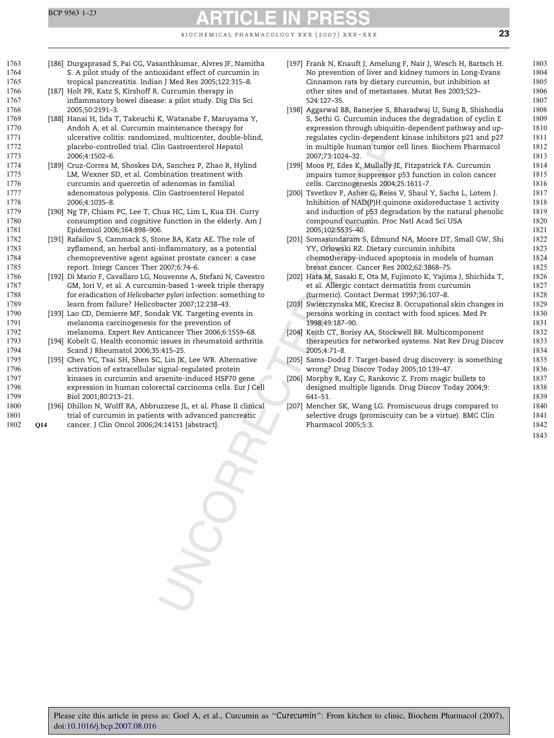[186] Durgaprasad S, Pai CG, Vasanthkumar, Alvres JF, Namitha S. A pilot study of the antioxidant effect of curcumin in tropical pancreatitis. Indian J Med Res 2005;122:315–8.

[187] Holt PR, Katz S, Kirshoff R. Curcumin therapy in inflammatory bowel disease: a pilot study. Dig Dis Sci 2005;50:2191–3.

[188] Hanai H, Iida T, Takeuchi K, Watanabe F, Maruyama Y, Andoh A, et al. Curcumin maintenance therapy for ulcerative colitis: randomized, multicenter, double-blind, placebo-controlled trial. Clin Gastroenterol Hepatol 2006;4:1502–6.

[189] Cruz-Correa M, Shoskes DA, Sanchez P, Zhao R, Hylind LM, Wexner SD, et al. Combination treatment with curcumin and quercetin of adenomas in familial adenomatous polyposis. Clin Gastroenterol Hepatol 2006;4:1035–8.

[190] Ng TP, Chiam PC, Lee T, Chua HC, Lim L, Kua EH. Curry consumption and cognitive function in the elderly. Am J Epidemiol 2006;164:898–906.

[191] Rafailov S, Cammack S, Stone BA, Katz AE. The role of zyflamend, an herbal anti-inflammatory, as a potential chemopreventive agent against prostate cancer: a case report. Integr Cancer Ther 2007;6:74–6.

[192] Di Mario F, Cavallaro LG, Nouvenne A, Stefani N, Cavestro GM, Iori V, et al. A curcumin-based 1-week triple therapy for eradication of *Helicobacter pylori* infection: something to learn from failure? Helicobacter 2007;12:238–43.

[193] Lao CD, Demierre MF, Sondak VK. Targeting events in melanoma carcinogenesis for the prevention of melanoma. Expert Rev Anticancer Ther 2006;6:1559–68.

[194] Kobelt G. Health economic issues in rheumatoid arthritis. Scand J Rheumatol 2006;35:415–25.

[195] Chen YC, Tsai SH, Shen SC, Lin JK, Lee WR. Alternative activation of extracellular signal-regulated protein kinases in curcumin and arsenite-induced HSP70 gene expression in human colorectal carcinoma cells. Eur J Cell Biol 2001;80:213–21.

[196] Dhillon N, Wolff RA, Abbruzzese JL, et al. Phase II clinical trial of curcumin in patients with advanced pancreatic cancer. J Clin Oncol 2006;24:14151 [abstract].

[197] Frank N, Knauft J, Amelung F, Nair J, Wesch H, Bartsch H. No prevention of liver and kidney tumors in Long-Evans Cinnamon rats by dietary curcumin, but inhibition at other sites and of metastases. Mutat Res 2003;523–524:127–35.

[198] Aggarwal BB, Banerjee S, Bharadwaj U, Sung B, Shishodia S, Sethi G. Curcumin induces the degradation of cyclin E expression through ubiquitin-dependent pathway and up-regulates cyclin-dependent kinase inhibitors p21 and p27 in multiple human tumor cell lines. Biochem Pharmacol 2007;73:1024–32.

[199] Moos PJ, Edes K, Mullally JE, Fitzpatrick FA. Curcumin impairs tumor suppressor p53 function in colon cancer cells. Carcinogenesis 2004;25:1611–7.

[200] Tsvetkov P, Asher G, Reiss V, Shaul Y, Sachs L, Lotem J. Inhibition of NAD(P)H:quinone oxidoreductase 1 activity and induction of p53 degradation by the natural phenolic compound curcumin. Proc Natl Acad Sci USA 2005;102:5535–40.

[201] Somasundaram S, Edmund NA, Moore DT, Small GW, Shi YY, Orlowski RZ. Dietary curcumin inhibits chemotherapy-induced apoptosis in models of human breast cancer. Cancer Res 2002;62:3868–75.

[202] Hata M, Sasaki E, Ota M, Fujimoto K, Yajima J, Shichida T, et al. Allergic contact dermatitis from curcumin (turmeric). Contact Dermat 1997;36:107–8.

[203] Swierczynska MK, Krecisz B. Occupational skin changes in persons working in contact with food spices. Med Pr 1998;49:187–90.

[204] Keith CT, Borisy AA, Stockwell BR. Multicomponent therapeutics for networked systems. Nat Rev Drug Discov 2005;4:71–8.

[205] Sams-Dodd F. Target-based drug discovery: is something wrong? Drug Discov Today 2005;10:139–47.

[206] Morphy R, Kay C, Rankovic Z. From magic bullets to designed multiple ligands. Drug Discov Today 2004;9:641–51.

[207] Mencher SK, Wang LG. Promiscuous drugs compared to selective drugs (promiscuity can be a virtue). BMC Clin Pharmacol 2005;5:3.